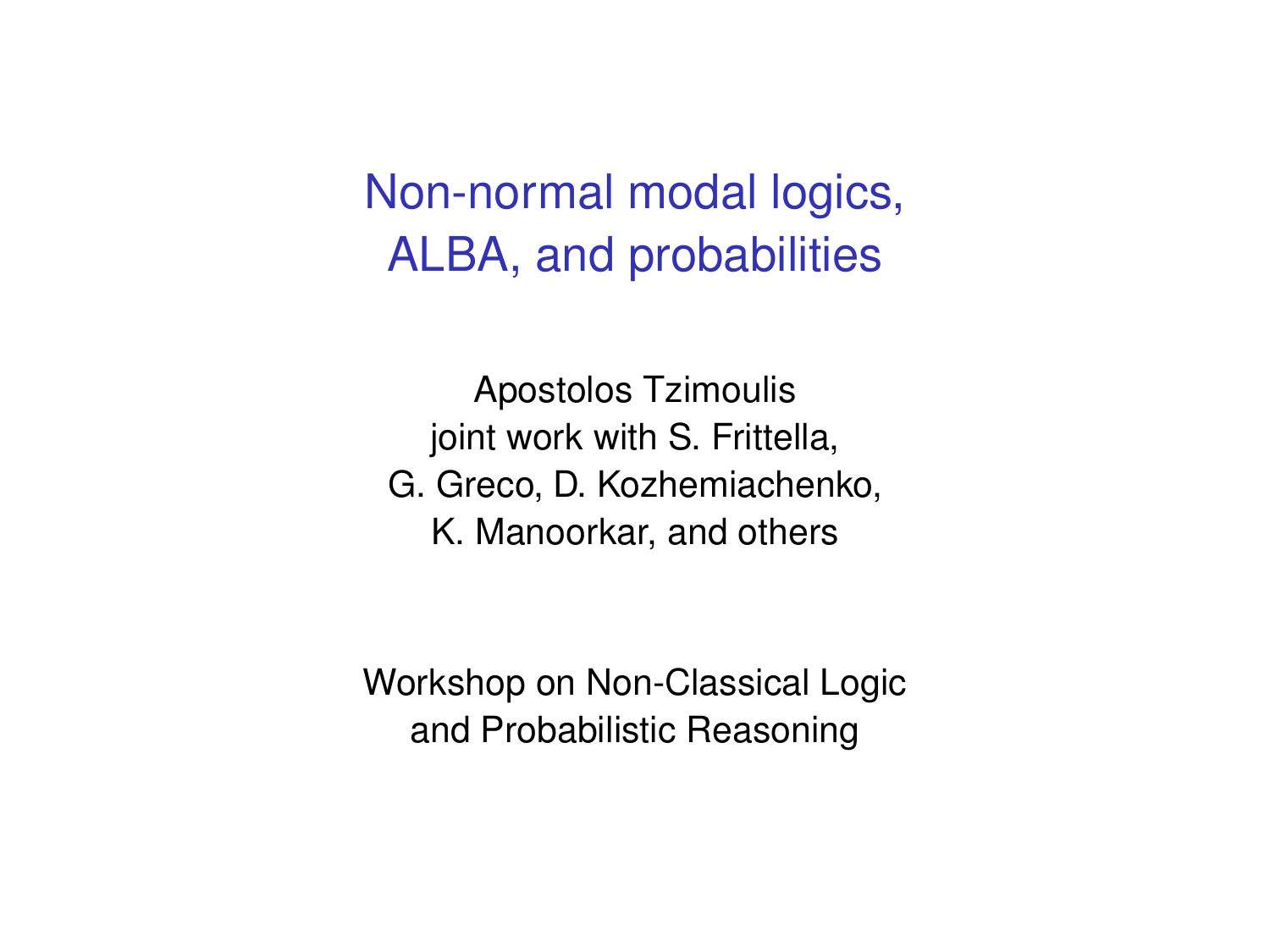# Non-normal modal logics, ALBA, and probabilities

Apostolos Tzimoulis
joint work with S. Frittella,
G. Greco, D. Kozhemiachenko,
K. Manoorkar, and others

Workshop on Non-Classical Logic
and Probabilistic Reasoning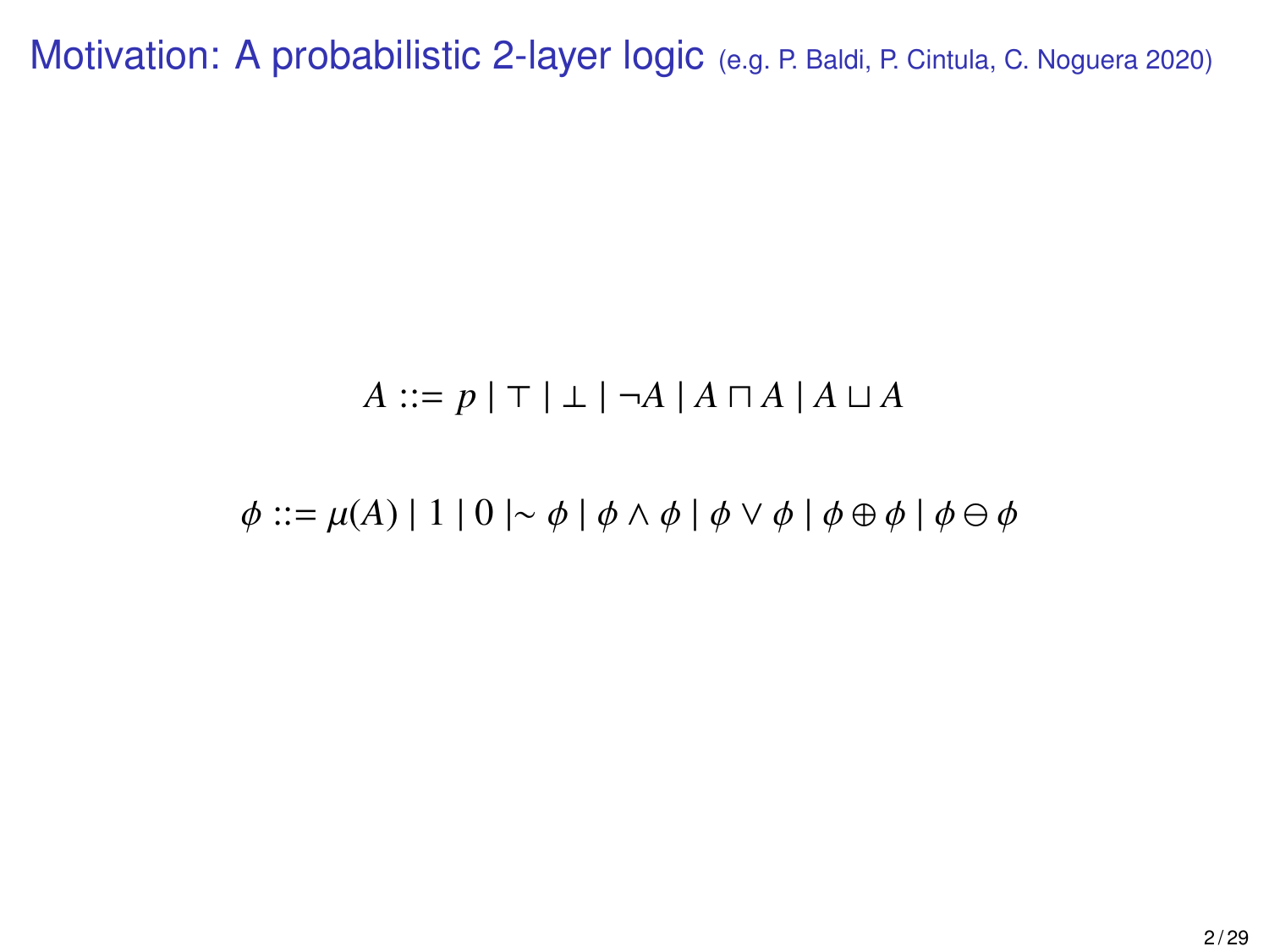# Motivation: A probabilistic 2-layer logic (e.g. P. Baldi, P. Cintula, C. Noguera 2020)

$$A ::= p \mid \top \mid \bot \mid \neg A \mid A \sqcap A \mid A \sqcup A$$

$$\phi ::= \mu(A) \mid 1 \mid 0 \mid \sim \phi \mid \phi \wedge \phi \mid \phi \vee \phi \mid \phi \oplus \phi \mid \phi \ominus \phi$$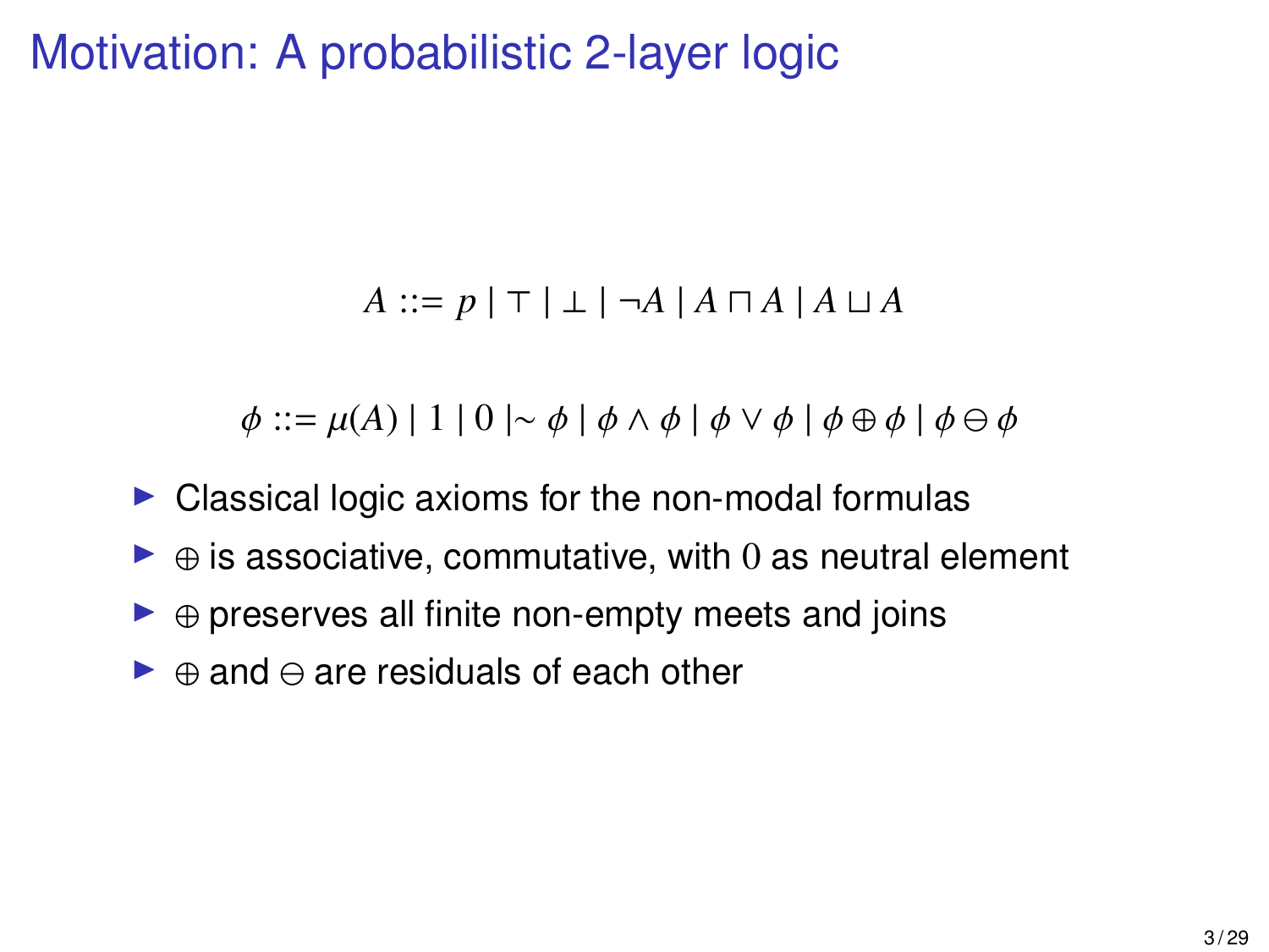# Motivation: A probabilistic 2-layer logic

$$A ::= p \mid \top \mid \bot \mid \neg A \mid A \sqcap A \mid A \sqcup A$$

$$\phi ::= \mu(A) \mid 1 \mid 0 \mid \sim \phi \mid \phi \wedge \phi \mid \phi \vee \phi \mid \phi \oplus \phi \mid \phi \ominus \phi$$

- Classical logic axioms for the non-modal formulas
- $\oplus$ is associative, commutative, with $0$ as neutral element
- $\oplus$ preserves all finite non-empty meets and joins
- $\oplus$ and $\ominus$ are residuals of each other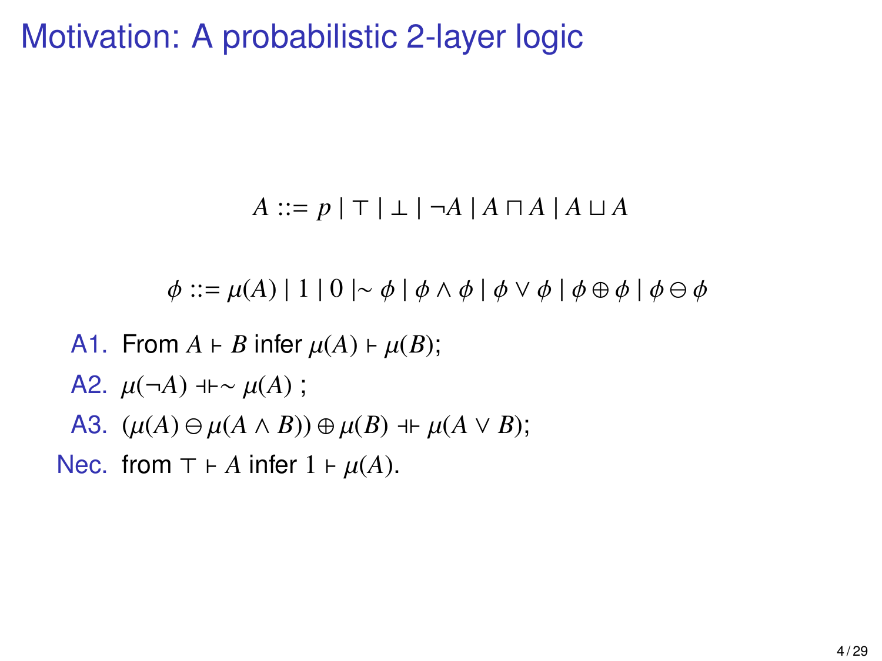# Motivation: A probabilistic 2-layer logic

$$A ::= p \mid \top \mid \bot \mid \neg A \mid A \sqcap A \mid A \sqcup A$$

$$\phi ::= \mu(A) \mid 1 \mid 0 \mid\sim \phi \mid \phi \wedge \phi \mid \phi \vee \phi \mid \phi \oplus \phi \mid \phi \ominus \phi$$

A1. From $A \vdash B$ infer $\mu(A) \vdash \mu(B)$;

A2. $\mu(\neg A) \dashv\vdash \sim \mu(A)$ ;

A3. $(\mu(A) \ominus \mu(A \wedge B)) \oplus \mu(B) \dashv\vdash \mu(A \vee B)$;

Nec. from $\top \vdash A$ infer $1 \vdash \mu(A)$.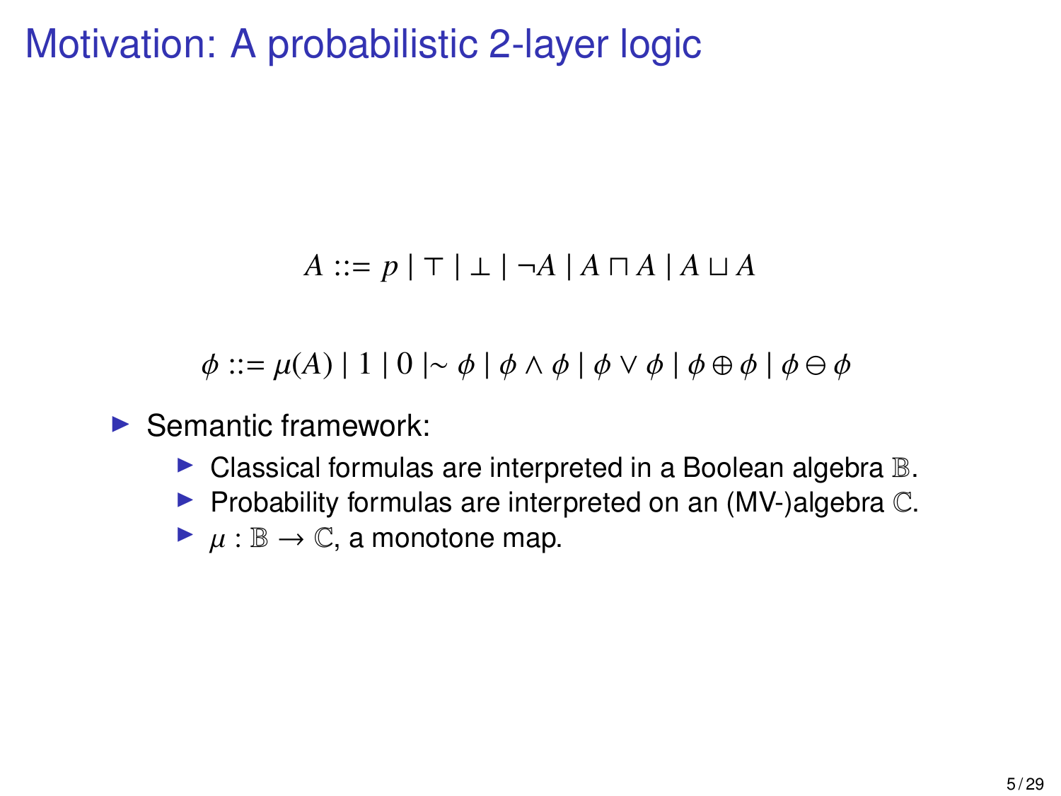# Motivation: A probabilistic 2-layer logic

$$A ::= p \mid \top \mid \bot \mid \neg A \mid A \sqcap A \mid A \sqcup A$$

$$\phi ::= \mu(A) \mid 1 \mid 0 \mid \sim \phi \mid \phi \wedge \phi \mid \phi \vee \phi \mid \phi \oplus \phi \mid \phi \ominus \phi$$

- Semantic framework:
  - Classical formulas are interpreted in a Boolean algebra $\mathbb{B}$.
  - Probability formulas are interpreted on an (MV-)algebra $\mathbb{C}$.
  - $\mu : \mathbb{B} \to \mathbb{C}$, a monotone map.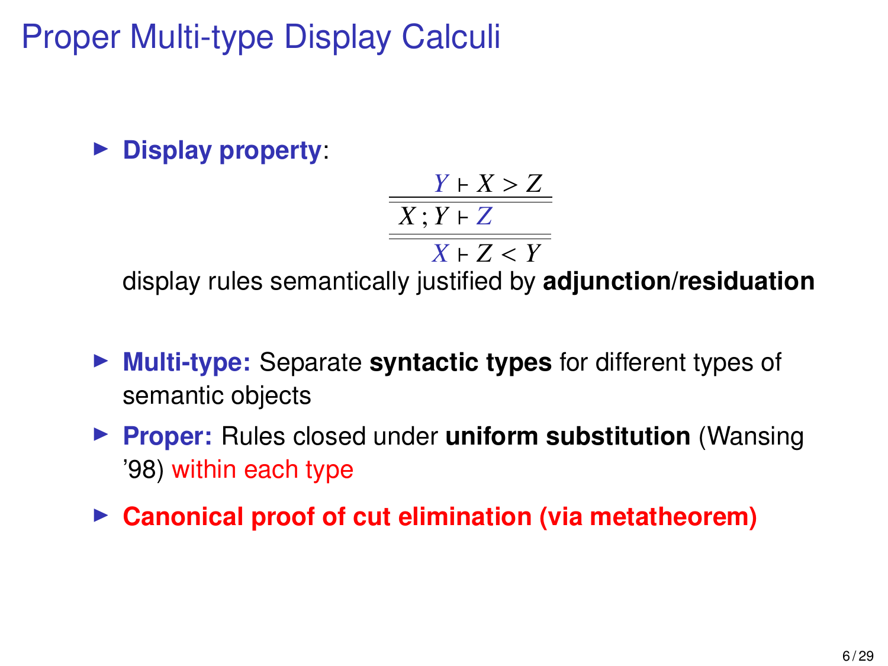# Proper Multi-type Display Calculi

- **Display property**:

$$
\frac{\frac{Y \vdash X > Z}{X \,;\, Y \vdash Z}}{X \vdash Z < Y}
$$

  display rules semantically justified by **adjunction/residuation**

- **Multi-type:** Separate **syntactic types** for different types of semantic objects
- **Proper:** Rules closed under **uniform substitution** (Wansing '98) within each type
- **Canonical proof of cut elimination (via metatheorem)**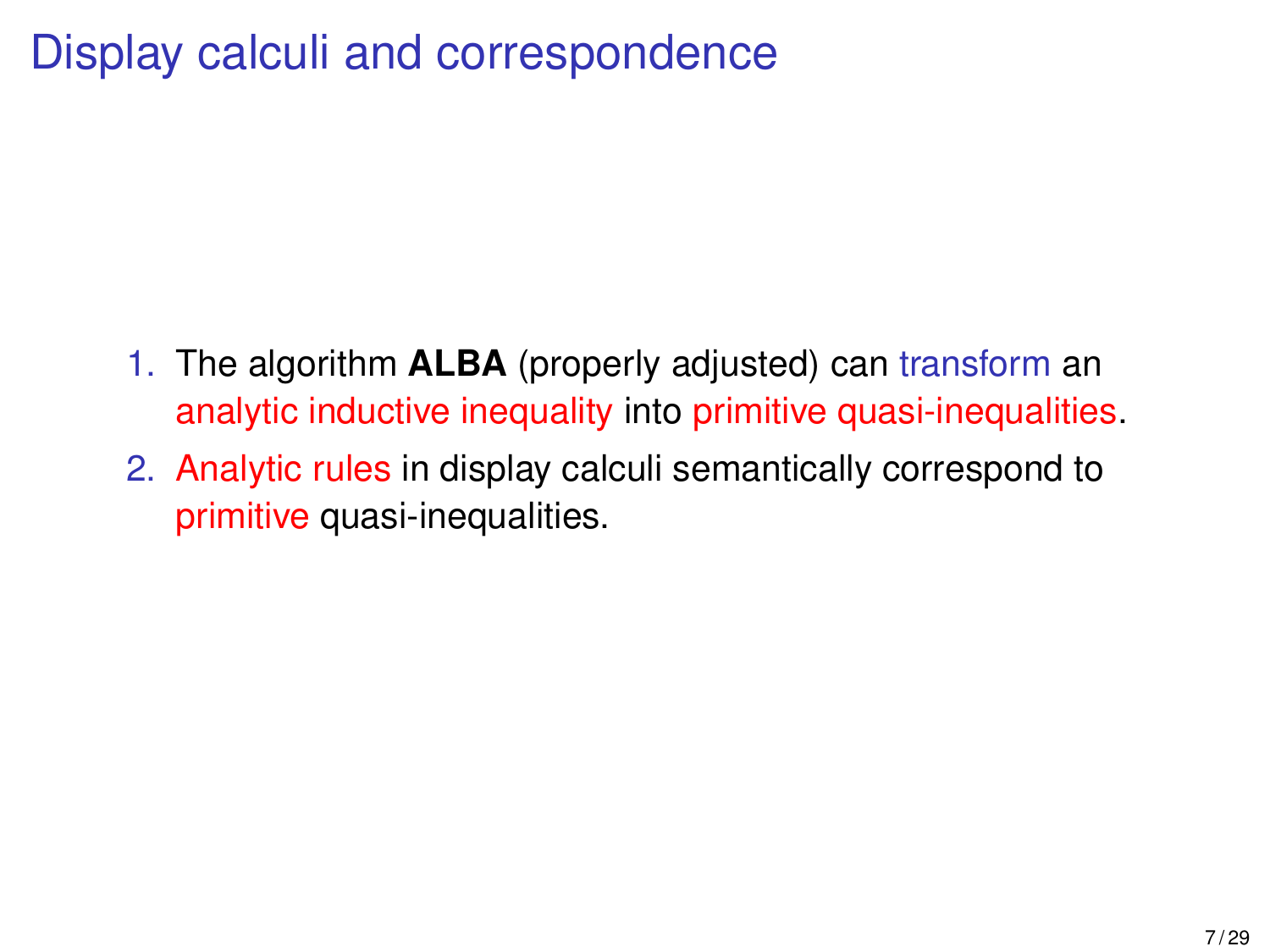# Display calculi and correspondence

1. The algorithm **ALBA** (properly adjusted) can transform an analytic inductive inequality into primitive quasi-inequalities.
2. Analytic rules in display calculi semantically correspond to primitive quasi-inequalities.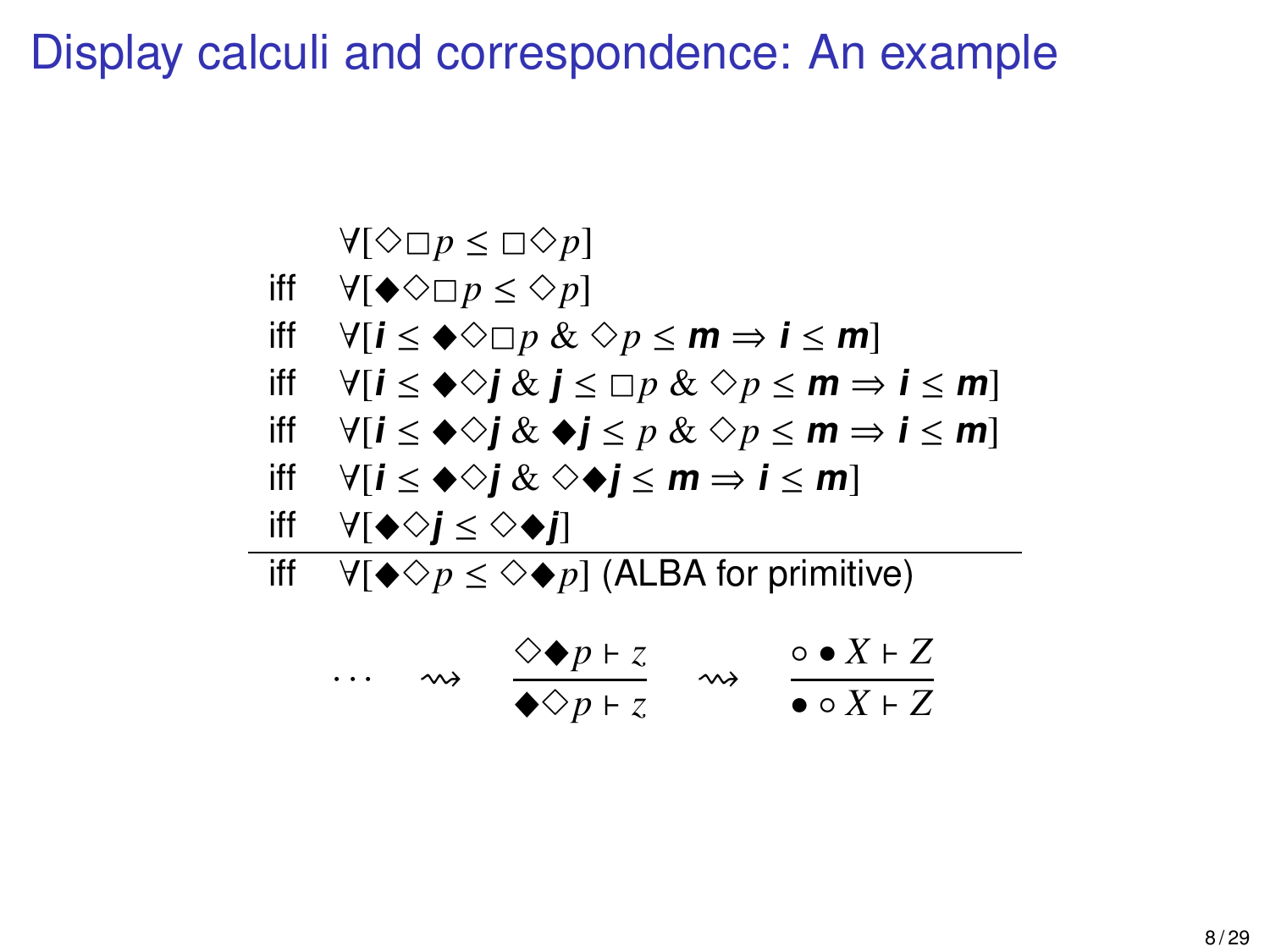# Display calculi and correspondence: An example

$$
\begin{array}{ll}
 & \forall[\Diamond\Box p \leq \Box\Diamond p] \\
\text{iff} & \forall[\blacklozenge\Diamond\Box p \leq \Diamond p] \\
\text{iff} & \forall[\mathbf{i} \leq \blacklozenge\Diamond\Box p \;\&\; \Diamond p \leq \mathbf{m} \Rightarrow \mathbf{i} \leq \mathbf{m}] \\
\text{iff} & \forall[\mathbf{i} \leq \blacklozenge\Diamond\mathbf{j} \;\&\; \mathbf{j} \leq \Box p \;\&\; \Diamond p \leq \mathbf{m} \Rightarrow \mathbf{i} \leq \mathbf{m}] \\
\text{iff} & \forall[\mathbf{i} \leq \blacklozenge\Diamond\mathbf{j} \;\&\; \blacklozenge\mathbf{j} \leq p \;\&\; \Diamond p \leq \mathbf{m} \Rightarrow \mathbf{i} \leq \mathbf{m}] \\
\text{iff} & \forall[\mathbf{i} \leq \blacklozenge\Diamond\mathbf{j} \;\&\; \Diamond\blacklozenge\mathbf{j} \leq \mathbf{m} \Rightarrow \mathbf{i} \leq \mathbf{m}] \\
\text{iff} & \forall[\blacklozenge\Diamond\mathbf{j} \leq \Diamond\blacklozenge\mathbf{j}] \\
\hline
\text{iff} & \forall[\blacklozenge\Diamond p \leq \Diamond\blacklozenge p] \text{ (ALBA for primitive)}
\end{array}
$$

$$
\cdots \quad \rightsquigarrow \quad \frac{\Diamond\blacklozenge p \vdash z}{\blacklozenge\Diamond p \vdash z} \quad \rightsquigarrow \quad \frac{\circ \bullet X \vdash Z}{\bullet \circ X \vdash Z}
$$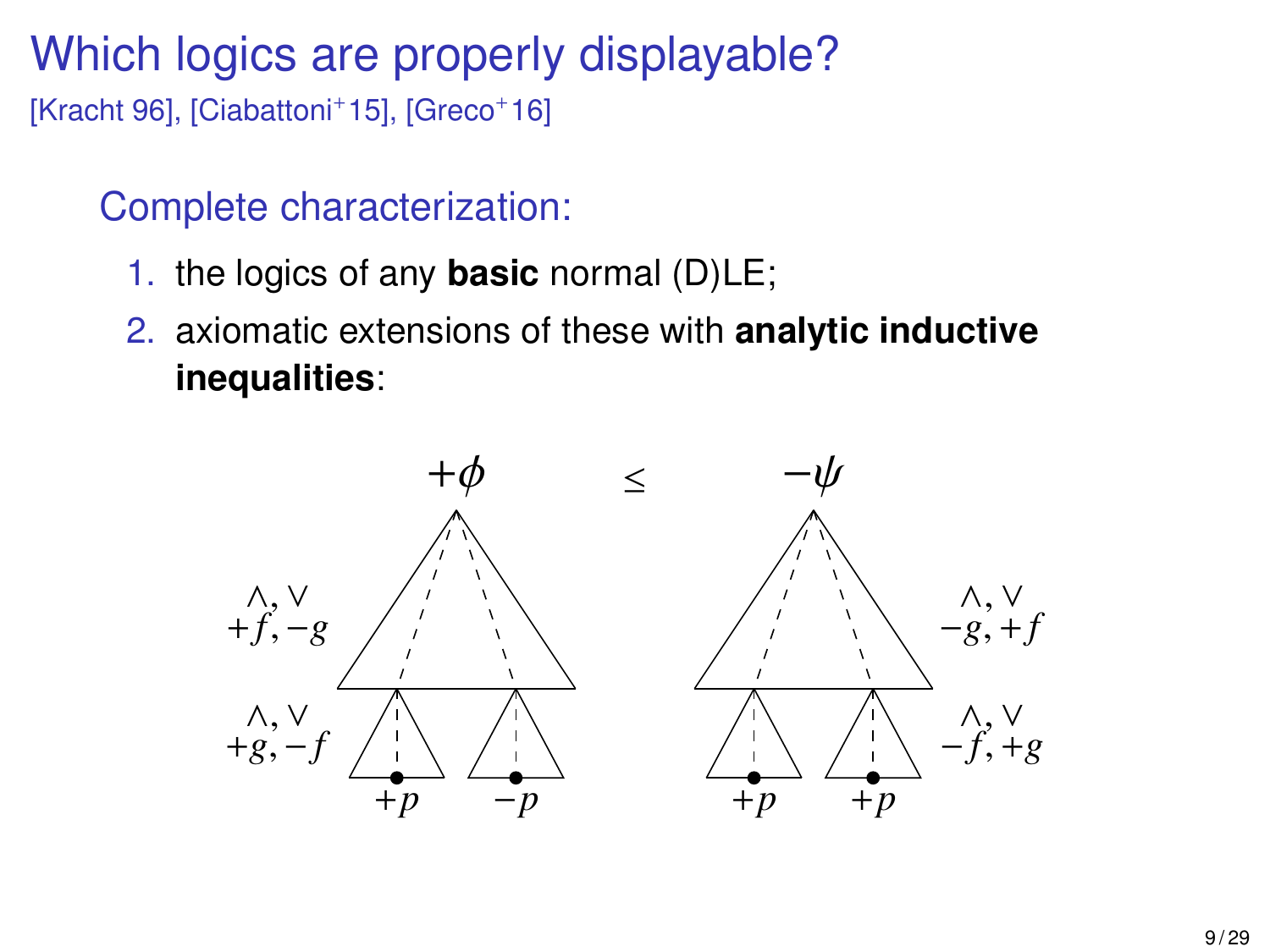# Which logics are properly displayable?

[Kracht 96], [Ciabattoni[+]15], [Greco[+]16]

## Complete characterization:

1. the logics of any **basic** normal (D)LE;
2. axiomatic extensions of these with **analytic inductive inequalities**:

$$+\phi \leq -\psi$$

$\wedge, \vee$ $+f, -g$ &emsp; $\wedge, \vee$ $-g, +f$

$\wedge, \vee$ $+g, -f$ &emsp; $\wedge, \vee$ $-f, +g$

$+p$ &emsp; $-p$ &emsp; $+p$ &emsp; $+p$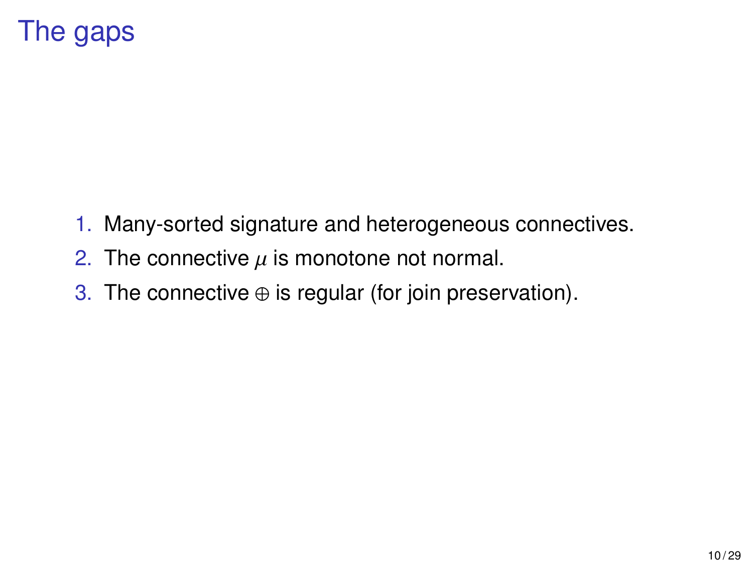# The gaps

1. Many-sorted signature and heterogeneous connectives.
2. The connective $\mu$ is monotone not normal.
3. The connective $\oplus$ is regular (for join preservation).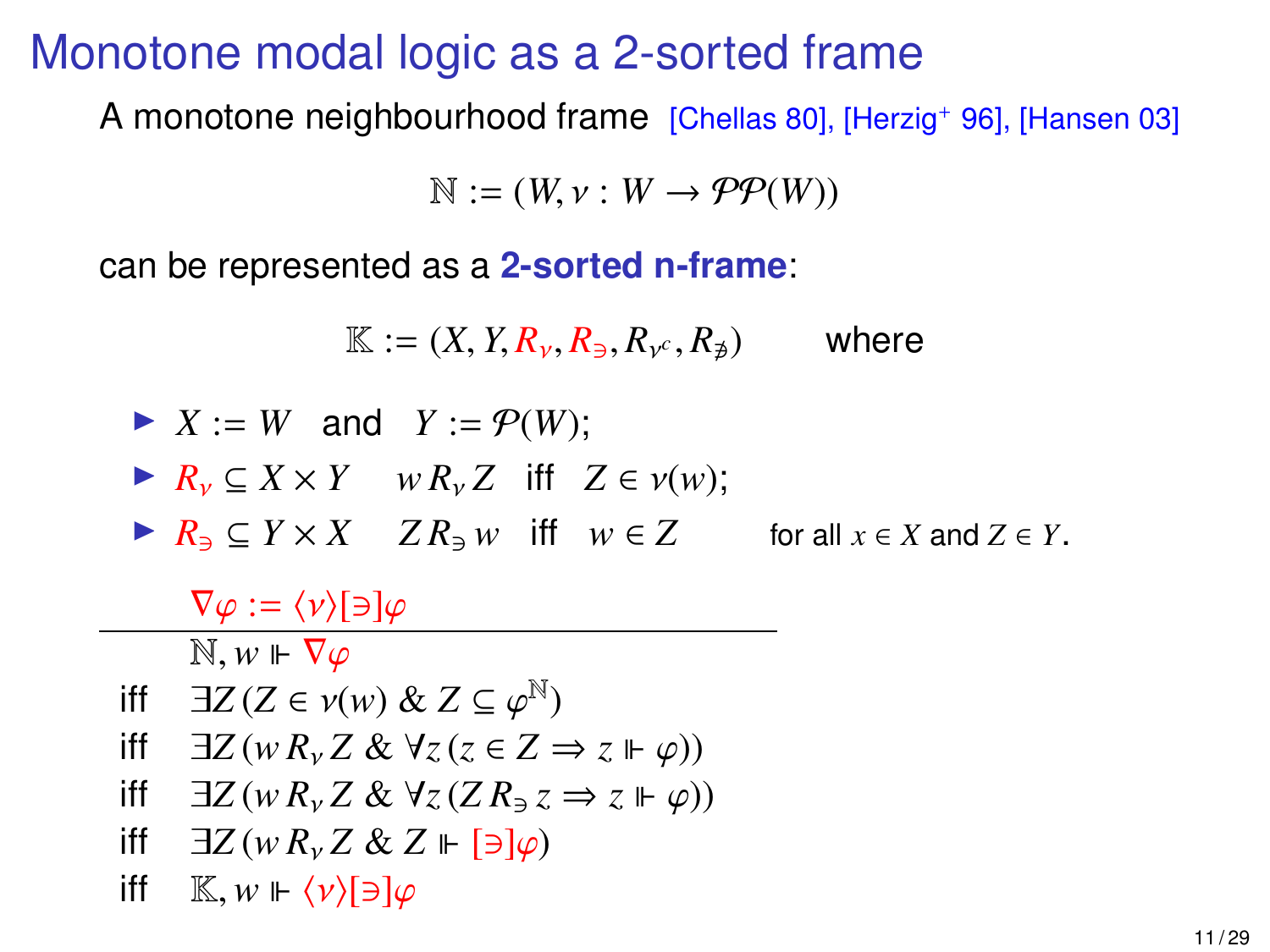# Monotone modal logic as a 2-sorted frame

A monotone neighbourhood frame [Chellas 80], [Herzig+ 96], [Hansen 03]

$$\mathbb{N} := (W, \nu : W \to \mathcal{P}\mathcal{P}(W))$$

can be represented as a **2-sorted n-frame**:

$$\mathbb{K} := (X, Y, R_\nu, R_\ni, R_{\nu^c}, R_{\not\ni}) \qquad \text{where}$$

- $X := W$ and $Y := \mathcal{P}(W)$;
- $R_\nu \subseteq X \times Y \quad w\, R_\nu\, Z$ iff $Z \in \nu(w)$;
- $R_\ni \subseteq Y \times X \quad Z\, R_\ni\, w$ iff $w \in Z$ for all $x \in X$ and $Z \in Y$.

$$\nabla\varphi := \langle\nu\rangle[\ni]\varphi$$

| | |
|---|---|
| | $\mathbb{N}, w \Vdash \nabla\varphi$ |
| iff | $\exists Z\,(Z \in \nu(w)\ \&\ Z \subseteq \varphi^{\mathbb{N}})$ |
| iff | $\exists Z\,(w\, R_\nu\, Z\ \&\ \forall z\,(z \in Z \Rightarrow z \Vdash \varphi))$ |
| iff | $\exists Z\,(w\, R_\nu\, Z\ \&\ \forall z\,(Z\, R_\ni\, z \Rightarrow z \Vdash \varphi))$ |
| iff | $\exists Z\,(w\, R_\nu\, Z\ \&\ Z \Vdash [\ni]\varphi)$ |
| iff | $\mathbb{K}, w \Vdash \langle\nu\rangle[\ni]\varphi$ |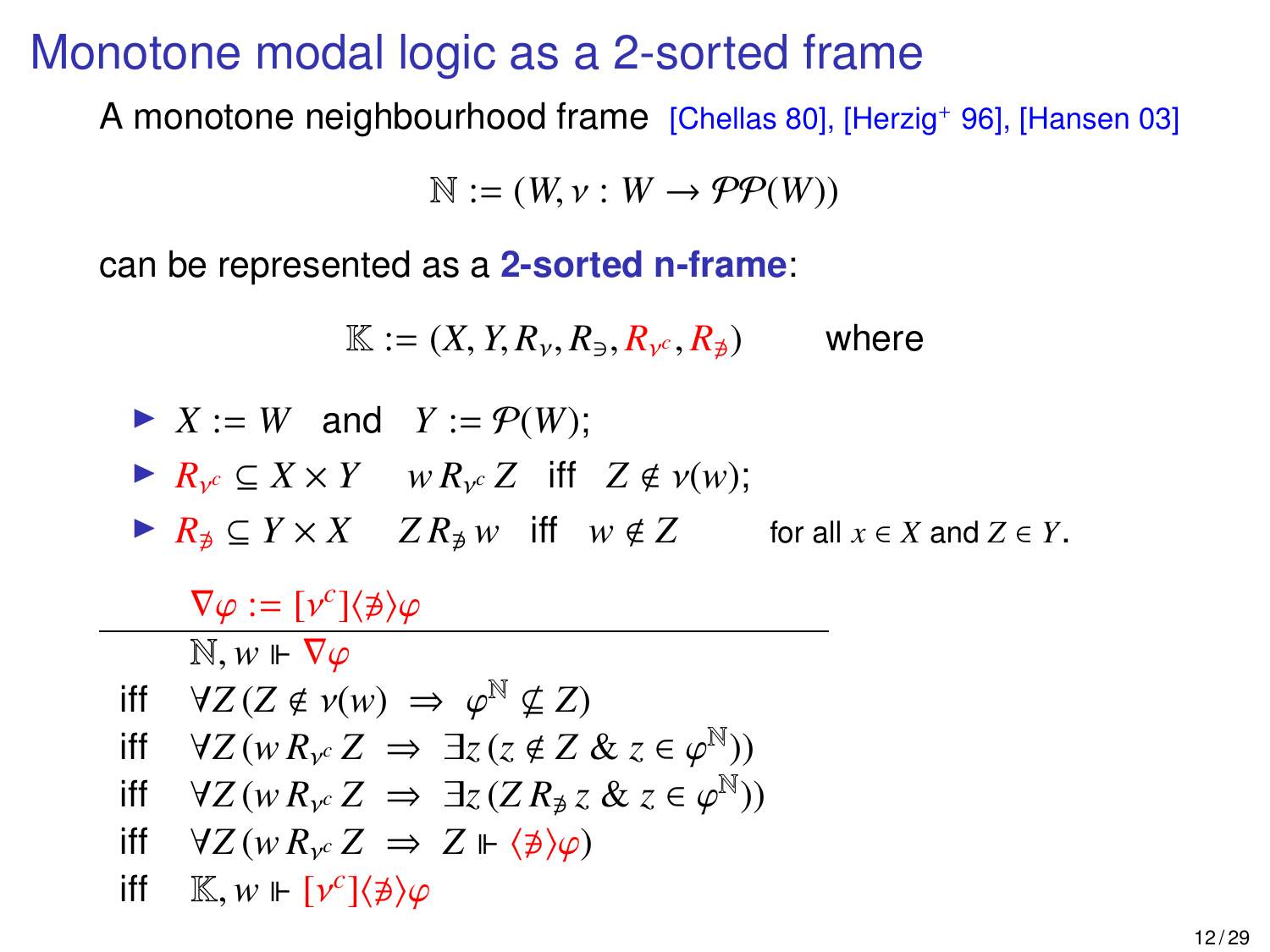# Monotone modal logic as a 2-sorted frame

A monotone neighbourhood frame [Chellas 80], [Herzig+ 96], [Hansen 03]

$$\mathbb{N} := (W, \nu : W \to \mathcal{P}\mathcal{P}(W))$$

can be represented as a **2-sorted n-frame**:

$$\mathbb{K} := (X, Y, R_\nu, R_\ni, R_{\nu^c}, R_{\not\ni}) \qquad \text{where}$$

- $X := W$ and $Y := \mathcal{P}(W)$;
- $R_{\nu^c} \subseteq X \times Y \quad w\, R_{\nu^c}\, Z$ iff $Z \notin \nu(w)$;
- $R_{\not\ni} \subseteq Y \times X \quad Z\, R_{\not\ni}\, w$ iff $w \notin Z$ for all $x \in X$ and $Z \in Y$.

$$\nabla\varphi := [\nu^c]\langle\not\ni\rangle\varphi$$

|  |  |
|---|---|
|  | $\mathbb{N}, w \Vdash \nabla\varphi$ |
| iff | $\forall Z (Z \notin \nu(w) \Rightarrow \varphi^{\mathbb{N}} \not\subseteq Z)$ |
| iff | $\forall Z (w\, R_{\nu^c}\, Z \Rightarrow \exists z (z \notin Z \;\&\; z \in \varphi^{\mathbb{N}}))$ |
| iff | $\forall Z (w\, R_{\nu^c}\, Z \Rightarrow \exists z (Z\, R_{\not\ni}\, z \;\&\; z \in \varphi^{\mathbb{N}}))$ |
| iff | $\forall Z (w\, R_{\nu^c}\, Z \Rightarrow Z \Vdash \langle\not\ni\rangle\varphi)$ |
| iff | $\mathbb{K}, w \Vdash [\nu^c]\langle\not\ni\rangle\varphi$ |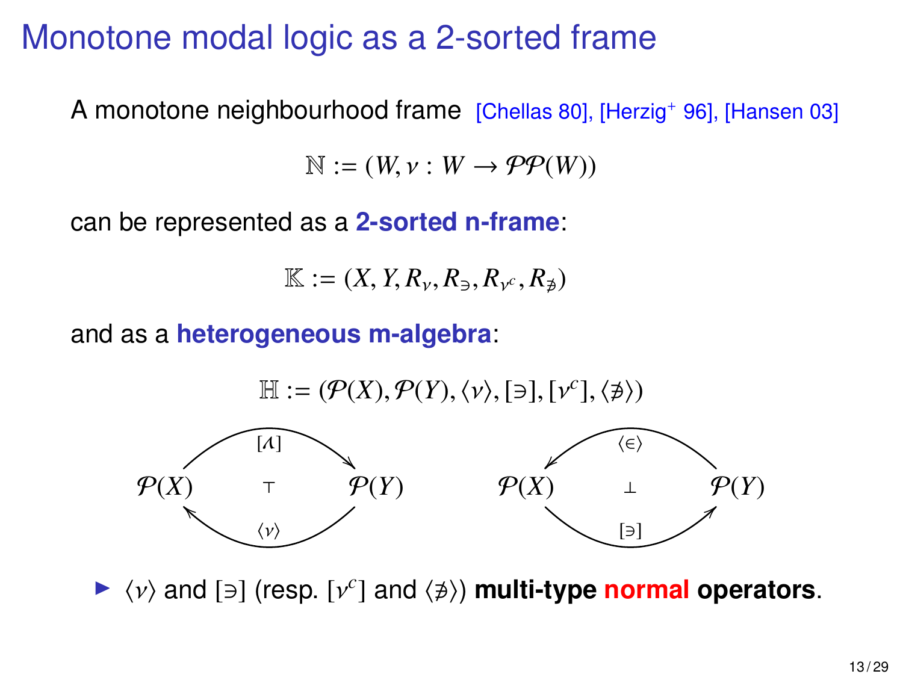# Monotone modal logic as a 2-sorted frame

A monotone neighbourhood frame [Chellas 80], [Herzig+ 96], [Hansen 03]

$$\mathbb{N} := (W, \nu : W \to \mathcal{P}\mathcal{P}(W))$$

can be represented as a **2-sorted n-frame**:

$$\mathbb{K} := (X, Y, R_\nu, R_\ni, R_{\nu^c}, R_{\not\ni})$$

and as a **heterogeneous m-algebra**:

$$\mathbb{H} := (\mathcal{P}(X), \mathcal{P}(Y), \langle\nu\rangle, [\ni], [\nu^c], \langle\not\ni\rangle)$$

$$\mathcal{P}(X) \underset{\langle\nu\rangle}{\overset{[\lambda]}{\rightleftarrows}} \mathcal{P}(Y) \quad (\top) \qquad\qquad \mathcal{P}(X) \underset{[\ni]}{\overset{\langle\in\rangle}{\leftrightarrows}} \mathcal{P}(Y) \quad (\bot)$$

- $\langle\nu\rangle$ and $[\ni]$ (resp. $[\nu^c]$ and $\langle\not\ni\rangle$) **multi-type normal operators**.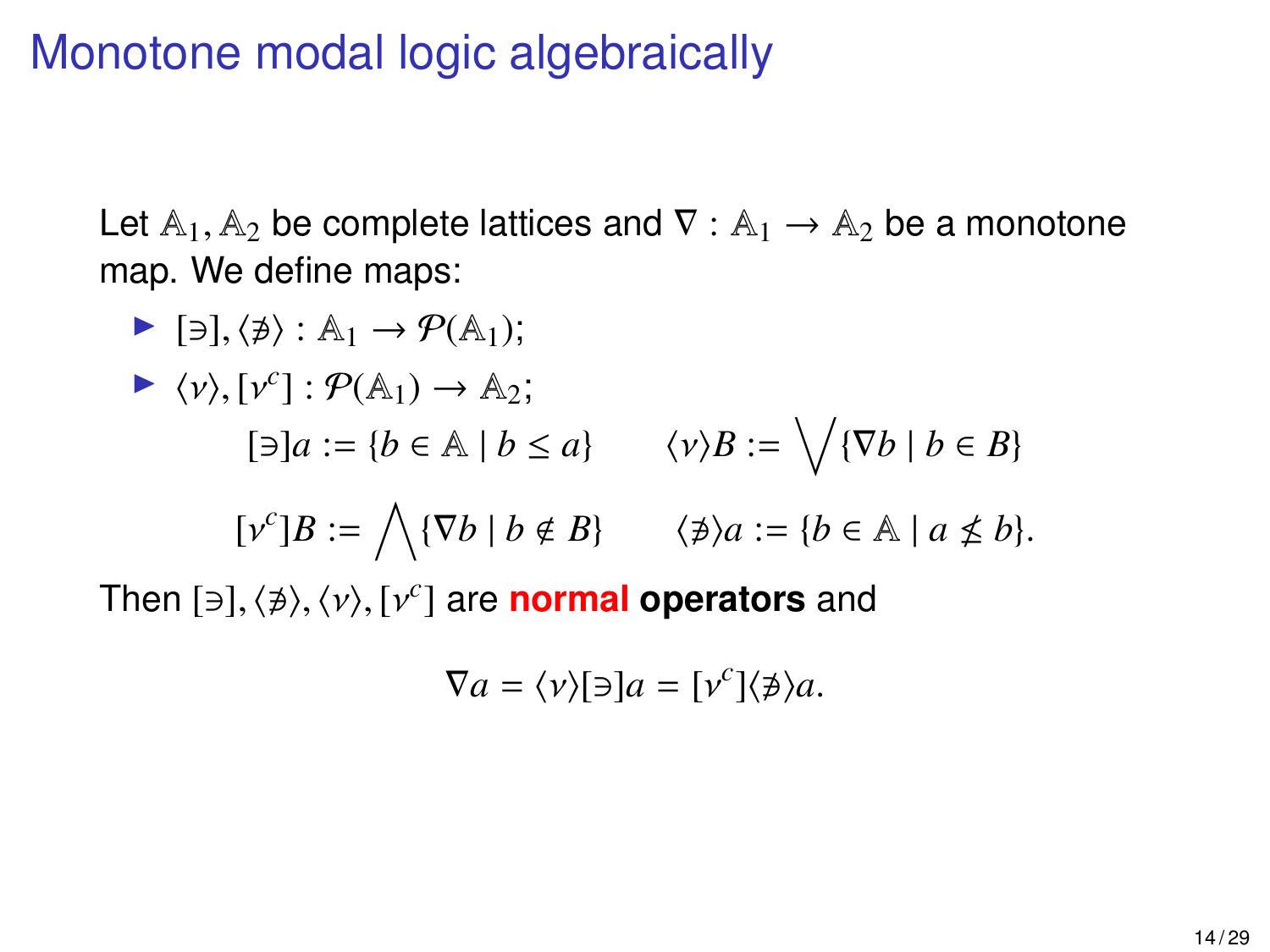# Monotone modal logic algebraically

Let $\mathbb{A}_1, \mathbb{A}_2$ be complete lattices and $\nabla : \mathbb{A}_1 \to \mathbb{A}_2$ be a monotone map. We define maps:

- $[\ni], \langle\not\ni\rangle : \mathbb{A}_1 \to \mathcal{P}(\mathbb{A}_1)$;
- $\langle\nu\rangle, [\nu^c] : \mathcal{P}(\mathbb{A}_1) \to \mathbb{A}_2$;

$$[\ni]a := \{b \in \mathbb{A} \mid b \leq a\} \qquad \langle\nu\rangle B := \bigvee\{\nabla b \mid b \in B\}$$

$$[\nu^c]B := \bigwedge\{\nabla b \mid b \notin B\} \qquad \langle\not\ni\rangle a := \{b \in \mathbb{A} \mid a \nleq b\}.$$

Then $[\ni], \langle\not\ni\rangle, \langle\nu\rangle, [\nu^c]$ are **normal operators** and

$$\nabla a = \langle\nu\rangle[\ni]a = [\nu^c]\langle\not\ni\rangle a.$$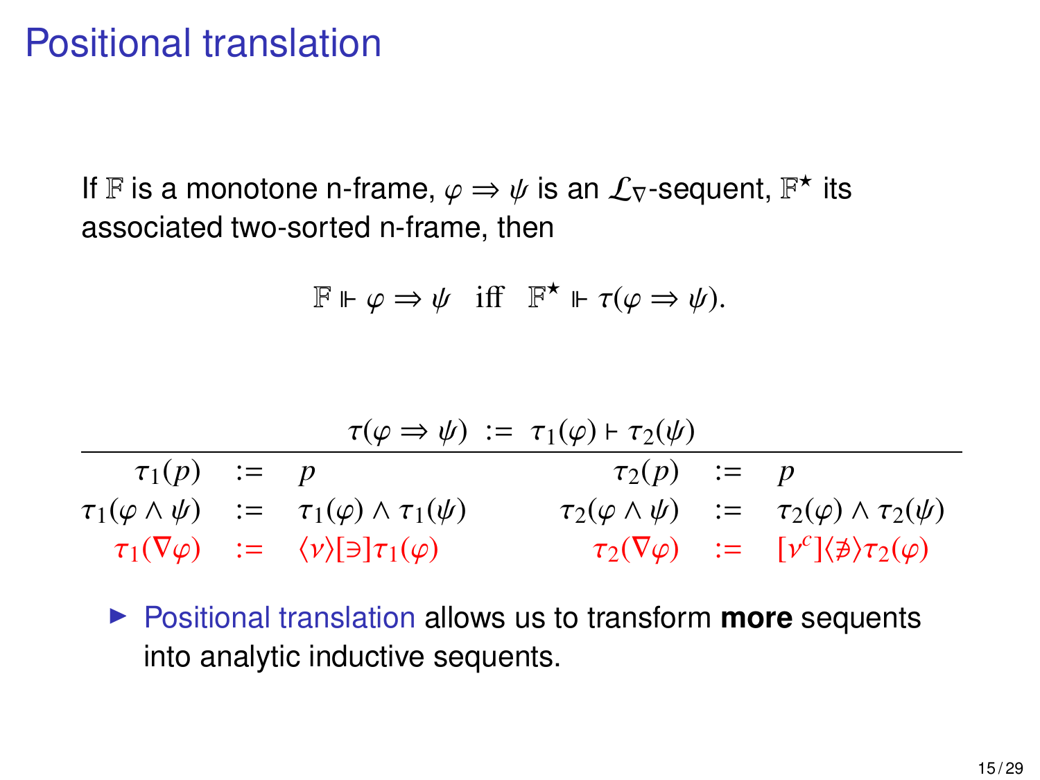# Positional translation

If $\mathbb{F}$ is a monotone n-frame, $\varphi \Rightarrow \psi$ is an $\mathcal{L}_\nabla$-sequent, $\mathbb{F}^\star$ its associated two-sorted n-frame, then

$$\mathbb{F} \Vdash \varphi \Rightarrow \psi \quad \text{iff} \quad \mathbb{F}^\star \Vdash \tau(\varphi \Rightarrow \psi).$$

$$\tau(\varphi \Rightarrow \psi) \;:=\; \tau_1(\varphi) \vdash \tau_2(\psi)$$

| | | | | | |
|---|---|---|---|---|---|
| $\tau_1(p)$ | $:=$ | $p$ | $\tau_2(p)$ | $:=$ | $p$ |
| $\tau_1(\varphi \wedge \psi)$ | $:=$ | $\tau_1(\varphi) \wedge \tau_1(\psi)$ | $\tau_2(\varphi \wedge \psi)$ | $:=$ | $\tau_2(\varphi) \wedge \tau_2(\psi)$ |
| $\tau_1(\nabla\varphi)$ | $:=$ | $\langle \nu \rangle [\ni] \tau_1(\varphi)$ | $\tau_2(\nabla\varphi)$ | $:=$ | $[\nu^c] \langle \not\ni \rangle \tau_2(\varphi)$ |

- Positional translation allows us to transform **more** sequents into analytic inductive sequents.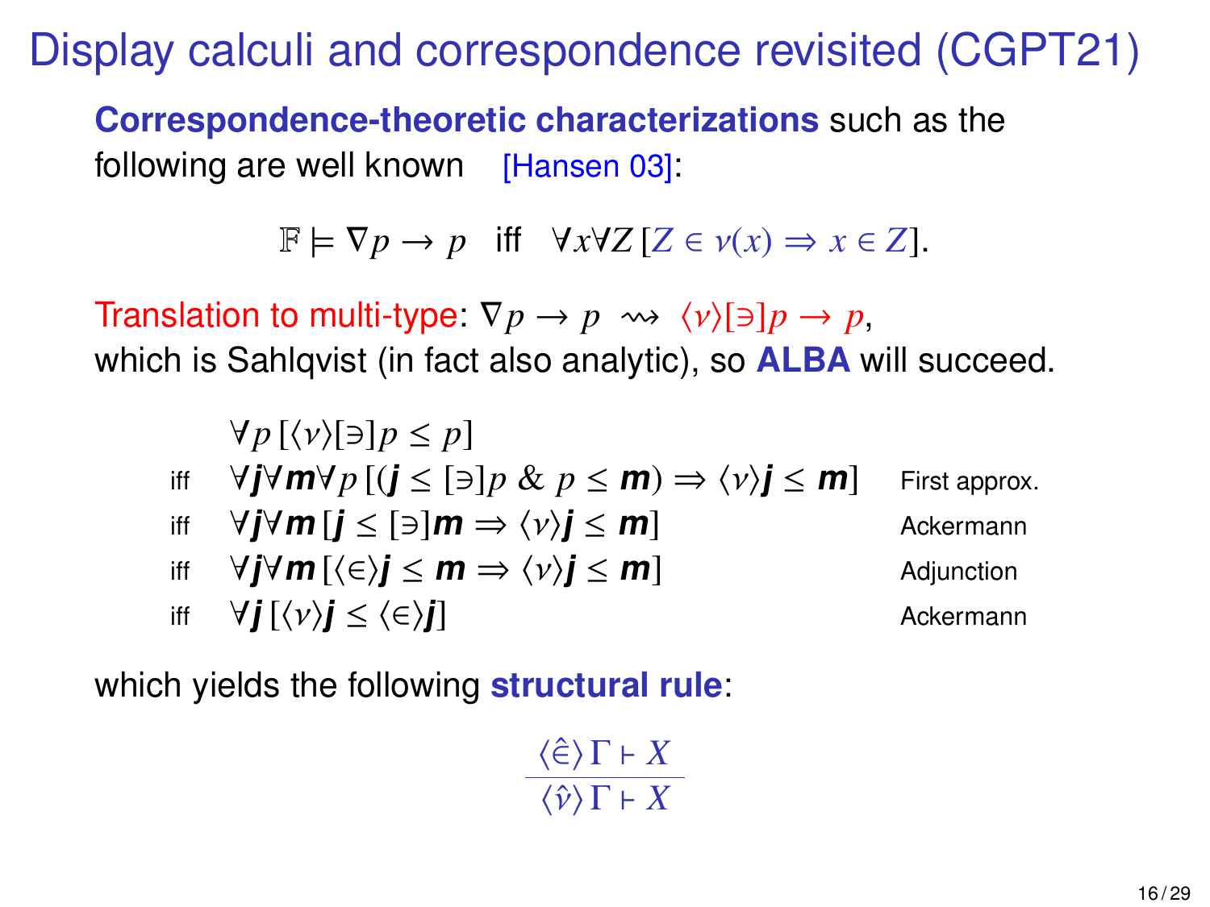# Display calculi and correspondence revisited (CGPT21)

**Correspondence-theoretic characterizations** such as the following are well known [Hansen 03]:

$$\mathbb{F} \models \nabla p \to p \quad \text{iff} \quad \forall x \forall Z\, [Z \in \nu(x) \Rightarrow x \in Z].$$

Translation to multi-type: $\nabla p \to p \rightsquigarrow \langle \nu \rangle [\ni] p \to p$,
which is Sahlqvist (in fact also analytic), so **ALBA** will succeed.

$$
\begin{array}{lll}
 & \forall p\, [\langle \nu \rangle [\ni] p \leq p] & \\
\text{iff} & \forall \mathbf{j} \forall \mathbf{m} \forall p\, [(\mathbf{j} \leq [\ni] p \,\&\, p \leq \mathbf{m}) \Rightarrow \langle \nu \rangle \mathbf{j} \leq \mathbf{m}] & \text{First approx.} \\
\text{iff} & \forall \mathbf{j} \forall \mathbf{m}\, [\mathbf{j} \leq [\ni] \mathbf{m} \Rightarrow \langle \nu \rangle \mathbf{j} \leq \mathbf{m}] & \text{Ackermann} \\
\text{iff} & \forall \mathbf{j} \forall \mathbf{m}\, [\langle \in \rangle \mathbf{j} \leq \mathbf{m} \Rightarrow \langle \nu \rangle \mathbf{j} \leq \mathbf{m}] & \text{Adjunction} \\
\text{iff} & \forall \mathbf{j}\, [\langle \nu \rangle \mathbf{j} \leq \langle \in \rangle \mathbf{j}] & \text{Ackermann}
\end{array}
$$

which yields the following **structural rule**:

$$\frac{\langle \hat{\in} \rangle\, \Gamma \vdash X}{\langle \hat{\nu} \rangle\, \Gamma \vdash X}$$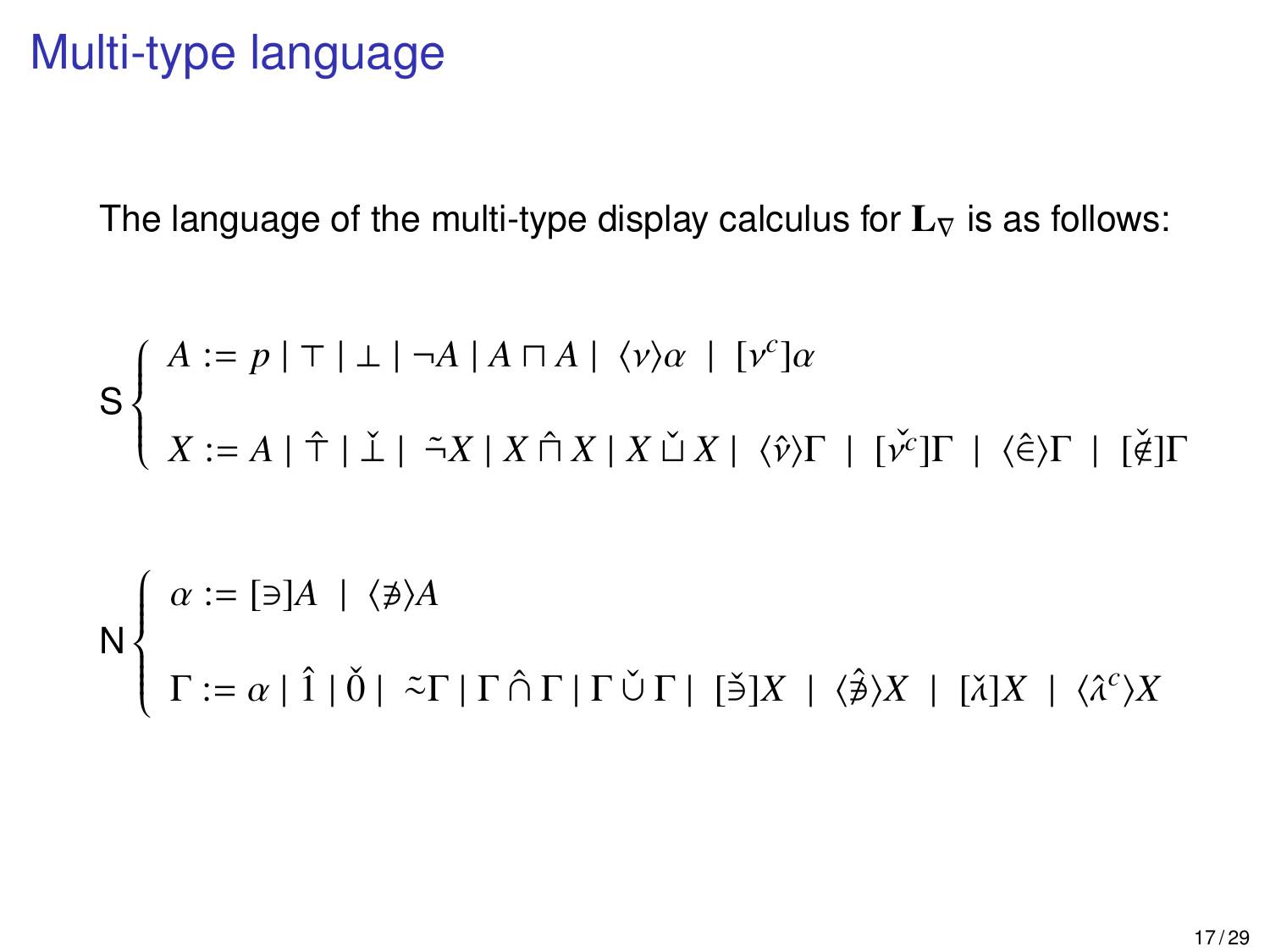# Multi-type language

The language of the multi-type display calculus for $\mathbf{L}_\nabla$ is as follows:

$$
\mathsf{S}\begin{cases} A := p \mid \top \mid \bot \mid \neg A \mid A \sqcap A \mid \langle \nu \rangle \alpha \mid [\nu^c]\alpha \\[2ex] X := A \mid \hat{\top} \mid \check{\bot} \mid \tilde{\neg} X \mid X \mathbin{\hat{\sqcap}} X \mid X \mathbin{\check{\sqcup}} X \mid \langle \hat{\nu} \rangle \Gamma \mid [\check{\nu}^c]\Gamma \mid \langle \hat{\in} \rangle \Gamma \mid [\check{\notin}]\Gamma \end{cases}
$$

$$
\mathsf{N}\begin{cases} \alpha := [\ni]A \mid \langle \not\ni \rangle A \\[2ex] \Gamma := \alpha \mid \hat{1} \mid \check{0} \mid \tilde{\sim} \Gamma \mid \Gamma \mathbin{\hat{\cap}} \Gamma \mid \Gamma \mathbin{\check{\cup}} \Gamma \mid [\check{\ni}]X \mid \langle \hat{\not\ni} \rangle X \mid [\check{\lambda}]X \mid \langle \hat{\lambda}^c \rangle X \end{cases}
$$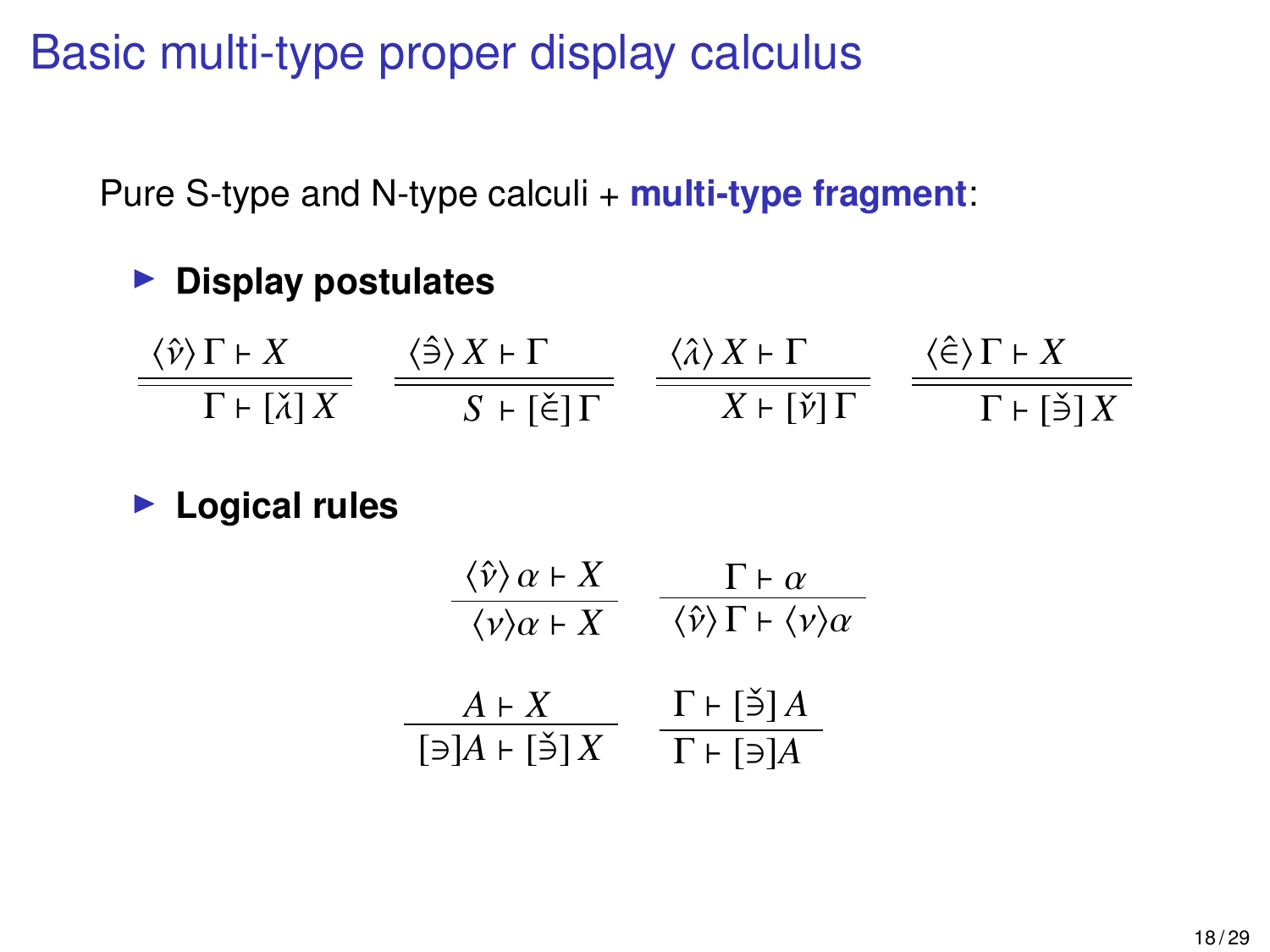# Basic multi-type proper display calculus

Pure S-type and N-type calculi + **multi-type fragment**:

- **Display postulates**

$$
\frac{\langle \hat{\nu} \rangle \, \Gamma \vdash X}{\Gamma \vdash [\check{\lambda}] \, X} \qquad
\frac{\langle \hat{\ni} \rangle \, X \vdash \Gamma}{S \vdash [\check{\in}] \, \Gamma} \qquad
\frac{\langle \hat{\lambda} \rangle \, X \vdash \Gamma}{X \vdash [\check{\nu}] \, \Gamma} \qquad
\frac{\langle \hat{\in} \rangle \, \Gamma \vdash X}{\Gamma \vdash [\check{\ni}] \, X}
$$

- **Logical rules**

$$
\frac{\langle \hat{\nu} \rangle \, \alpha \vdash X}{\langle \nu \rangle \alpha \vdash X} \qquad
\frac{\Gamma \vdash \alpha}{\langle \hat{\nu} \rangle \, \Gamma \vdash \langle \nu \rangle \alpha}
$$

$$
\frac{A \vdash X}{[\ni] A \vdash [\check{\ni}] \, X} \qquad
\frac{\Gamma \vdash [\check{\ni}] \, A}{\Gamma \vdash [\ni] A}
$$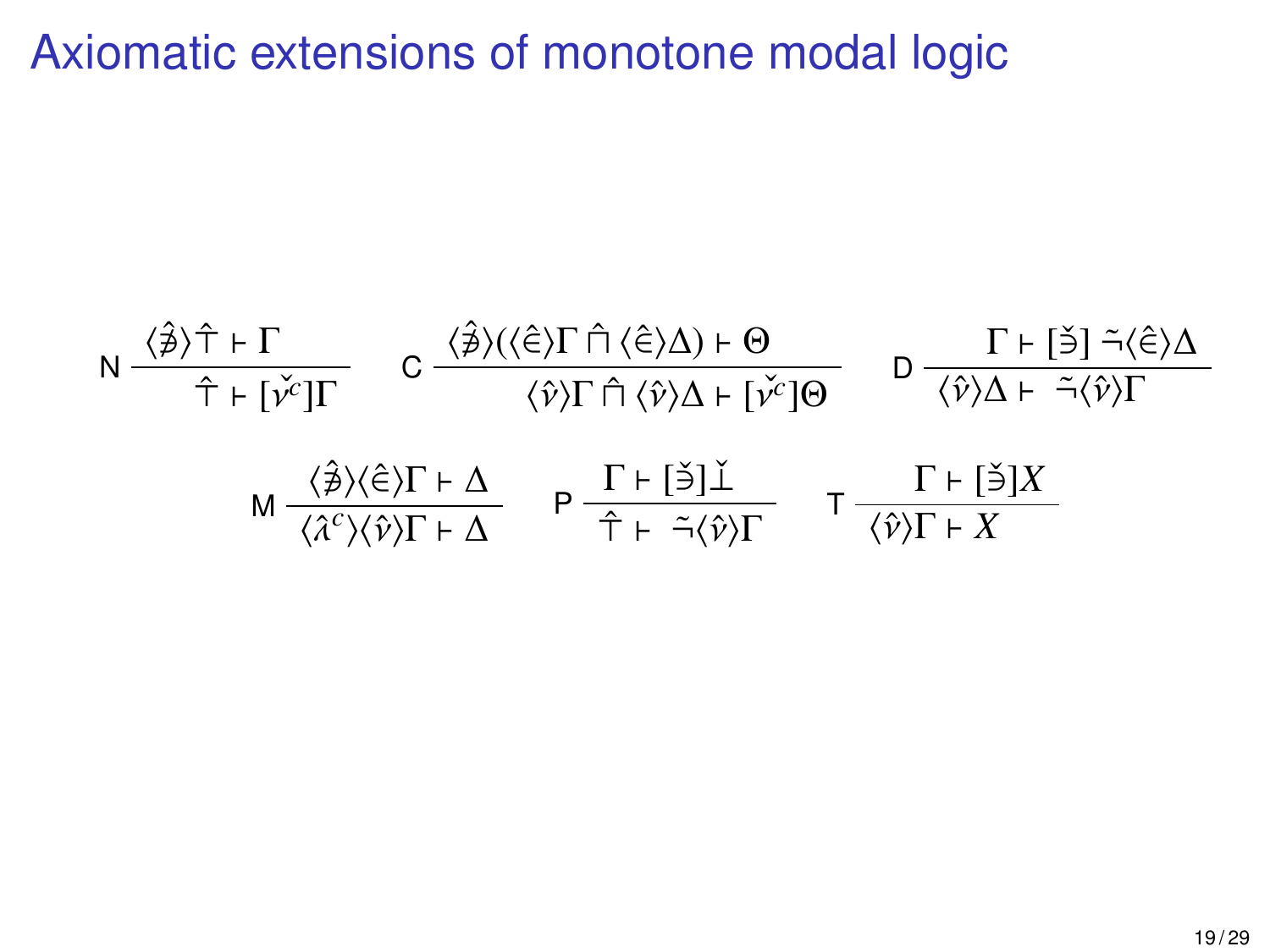# Axiomatic extensions of monotone modal logic

$$\text{N}\ \frac{\langle\hat{\not\ni}\rangle\hat{\top} \vdash \Gamma}{\hat{\top} \vdash [\check{\nu}^c]\Gamma} \qquad \text{C}\ \frac{\langle\hat{\not\ni}\rangle(\langle\hat{\in}\rangle\Gamma \mathbin{\hat{\sqcap}} \langle\hat{\in}\rangle\Delta) \vdash \Theta}{\langle\hat{\nu}\rangle\Gamma \mathbin{\hat{\sqcap}} \langle\hat{\nu}\rangle\Delta \vdash [\check{\nu}^c]\Theta} \qquad \text{D}\ \frac{\Gamma \vdash [\check{\ni}]\ \tilde{\neg}\langle\hat{\in}\rangle\Delta}{\langle\hat{\nu}\rangle\Delta \vdash\ \tilde{\neg}\langle\hat{\nu}\rangle\Gamma}$$

$$\text{M}\ \frac{\langle\hat{\not\ni}\rangle\langle\hat{\in}\rangle\Gamma \vdash \Delta}{\langle\hat{\lambda}^c\rangle\langle\hat{\nu}\rangle\Gamma \vdash \Delta} \qquad \text{P}\ \frac{\Gamma \vdash [\check{\ni}]\check{\bot}}{\hat{\top} \vdash\ \tilde{\neg}\langle\hat{\nu}\rangle\Gamma} \qquad \text{T}\ \frac{\Gamma \vdash [\check{\ni}]X}{\langle\hat{\nu}\rangle\Gamma \vdash X}$$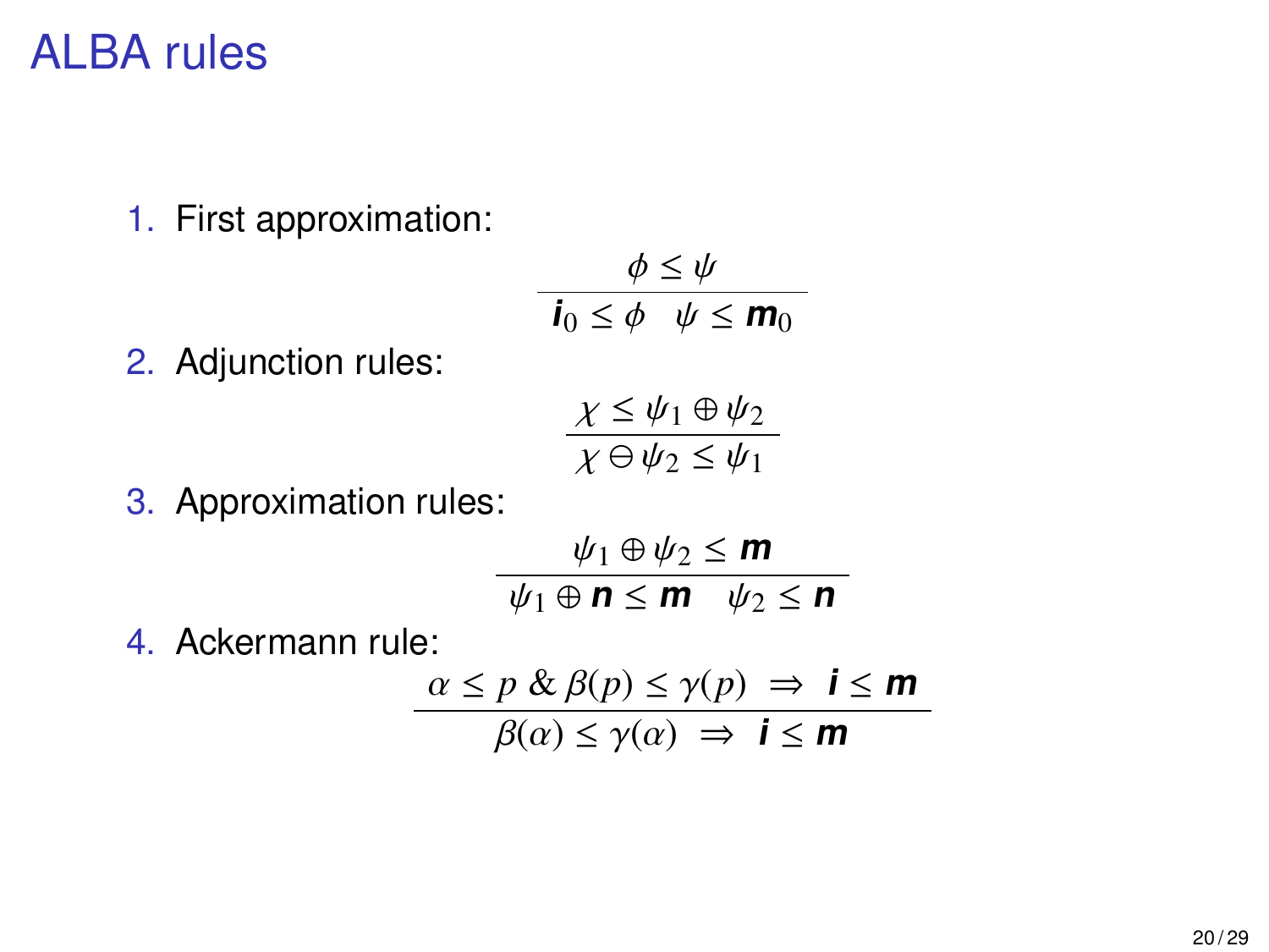# ALBA rules

1. First approximation:

$$\frac{\phi \leq \psi}{\mathbf{i}_0 \leq \phi \quad \psi \leq \mathbf{m}_0}$$

2. Adjunction rules:

$$\frac{\chi \leq \psi_1 \oplus \psi_2}{\chi \ominus \psi_2 \leq \psi_1}$$

3. Approximation rules:

$$\frac{\psi_1 \oplus \psi_2 \leq \mathbf{m}}{\psi_1 \oplus \mathbf{n} \leq \mathbf{m} \quad \psi_2 \leq \mathbf{n}}$$

4. Ackermann rule:

$$\frac{\alpha \leq p \;\&\; \beta(p) \leq \gamma(p) \;\Rightarrow\; \mathbf{i} \leq \mathbf{m}}{\beta(\alpha) \leq \gamma(\alpha) \;\Rightarrow\; \mathbf{i} \leq \mathbf{m}}$$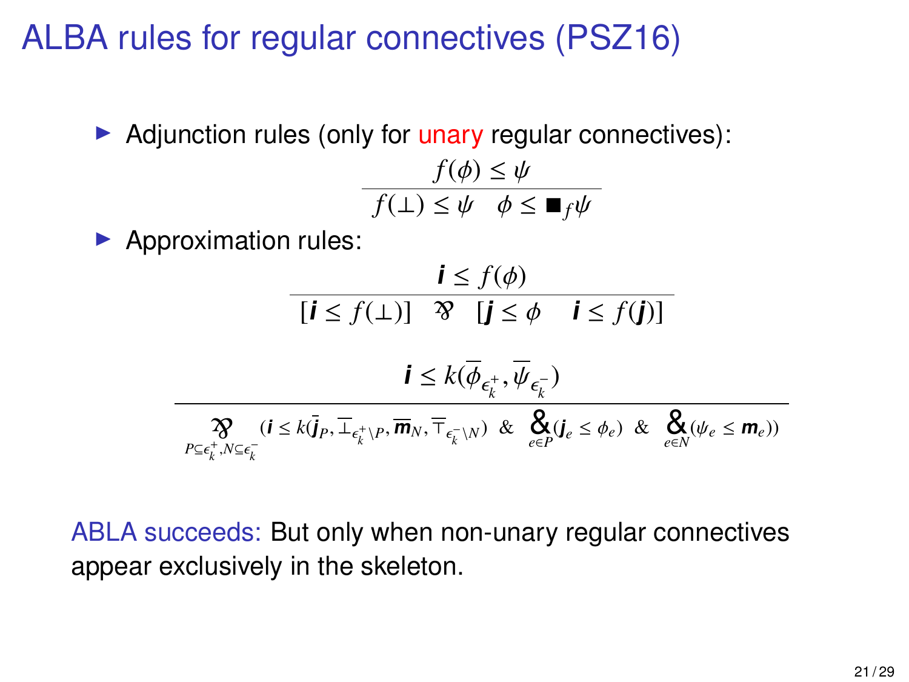# ALBA rules for regular connectives (PSZ16)

- Adjunction rules (only for unary regular connectives):

$$\frac{f(\phi) \leq \psi}{f(\bot) \leq \psi \quad \phi \leq \blacksquare_f \psi}$$

- Approximation rules:

$$\frac{\mathbf{i} \leq f(\phi)}{[\mathbf{i} \leq f(\bot)] \quad ⅋ \quad [\mathbf{j} \leq \phi \quad \mathbf{i} \leq f(\mathbf{j})]}$$

$$\frac{\mathbf{i} \leq k(\overline{\phi}_{\epsilon_k^+}, \overline{\psi}_{\epsilon_k^-})}{\underset{P \subseteq \epsilon_k^+, N \subseteq \epsilon_k^-}{⅋} (\mathbf{i} \leq k(\overline{\mathbf{j}}_P, \overline{\bot}_{\epsilon_k^+ \setminus P}, \overline{\mathbf{m}}_N, \overline{\top}_{\epsilon_k^- \setminus N}) \;\;\&\;\; \underset{e \in P}{\&} (\mathbf{j}_e \leq \phi_e) \;\;\&\;\; \underset{e \in N}{\&} (\psi_e \leq \mathbf{m}_e))}$$

ABLA succeeds: But only when non-unary regular connectives appear exclusively in the skeleton.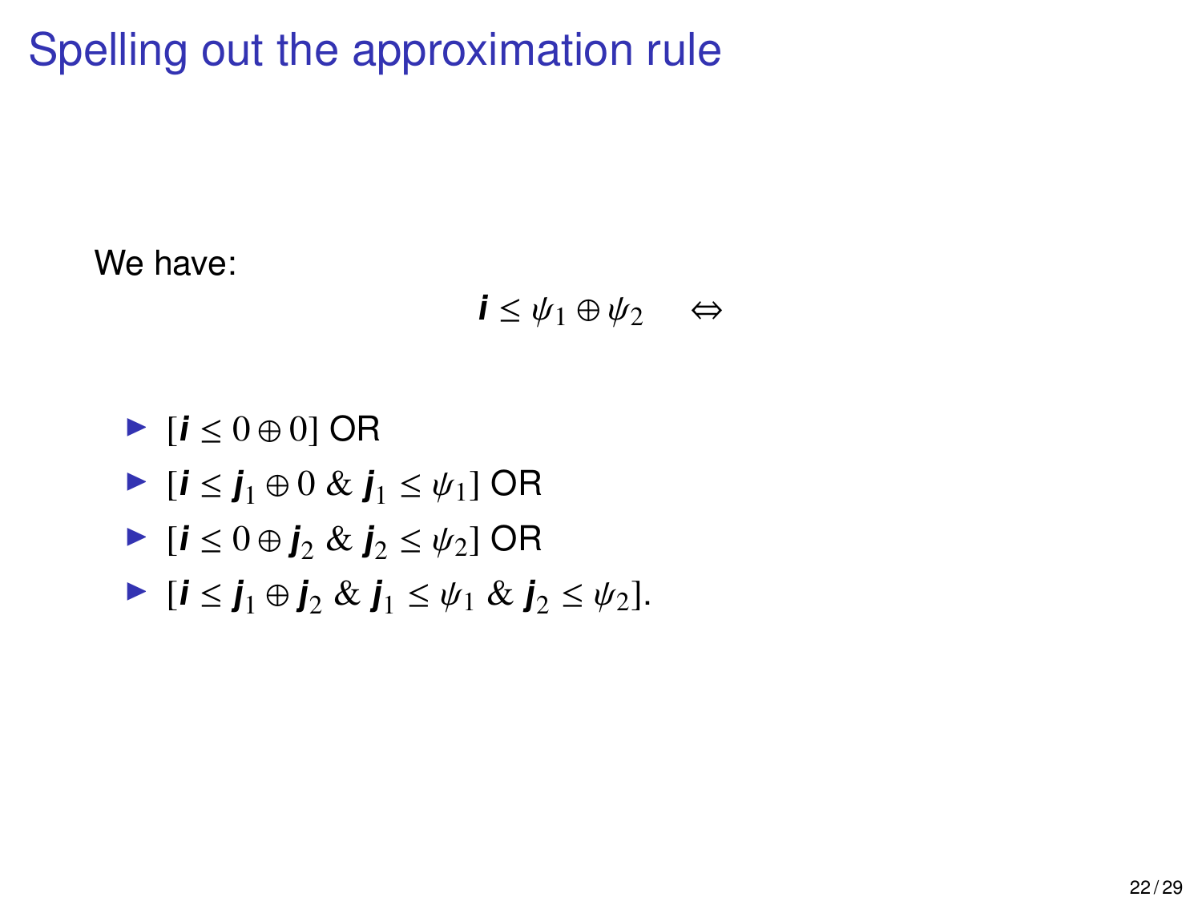# Spelling out the approximation rule

We have:

$$\boldsymbol{i} \leq \psi_1 \oplus \psi_2 \quad \Leftrightarrow$$

- $[\boldsymbol{i} \leq 0 \oplus 0]$ OR
- $[\boldsymbol{i} \leq \boldsymbol{j}_1 \oplus 0 \ \& \ \boldsymbol{j}_1 \leq \psi_1]$ OR
- $[\boldsymbol{i} \leq 0 \oplus \boldsymbol{j}_2 \ \& \ \boldsymbol{j}_2 \leq \psi_2]$ OR
- $[\boldsymbol{i} \leq \boldsymbol{j}_1 \oplus \boldsymbol{j}_2 \ \& \ \boldsymbol{j}_1 \leq \psi_1 \ \& \ \boldsymbol{j}_2 \leq \psi_2]$.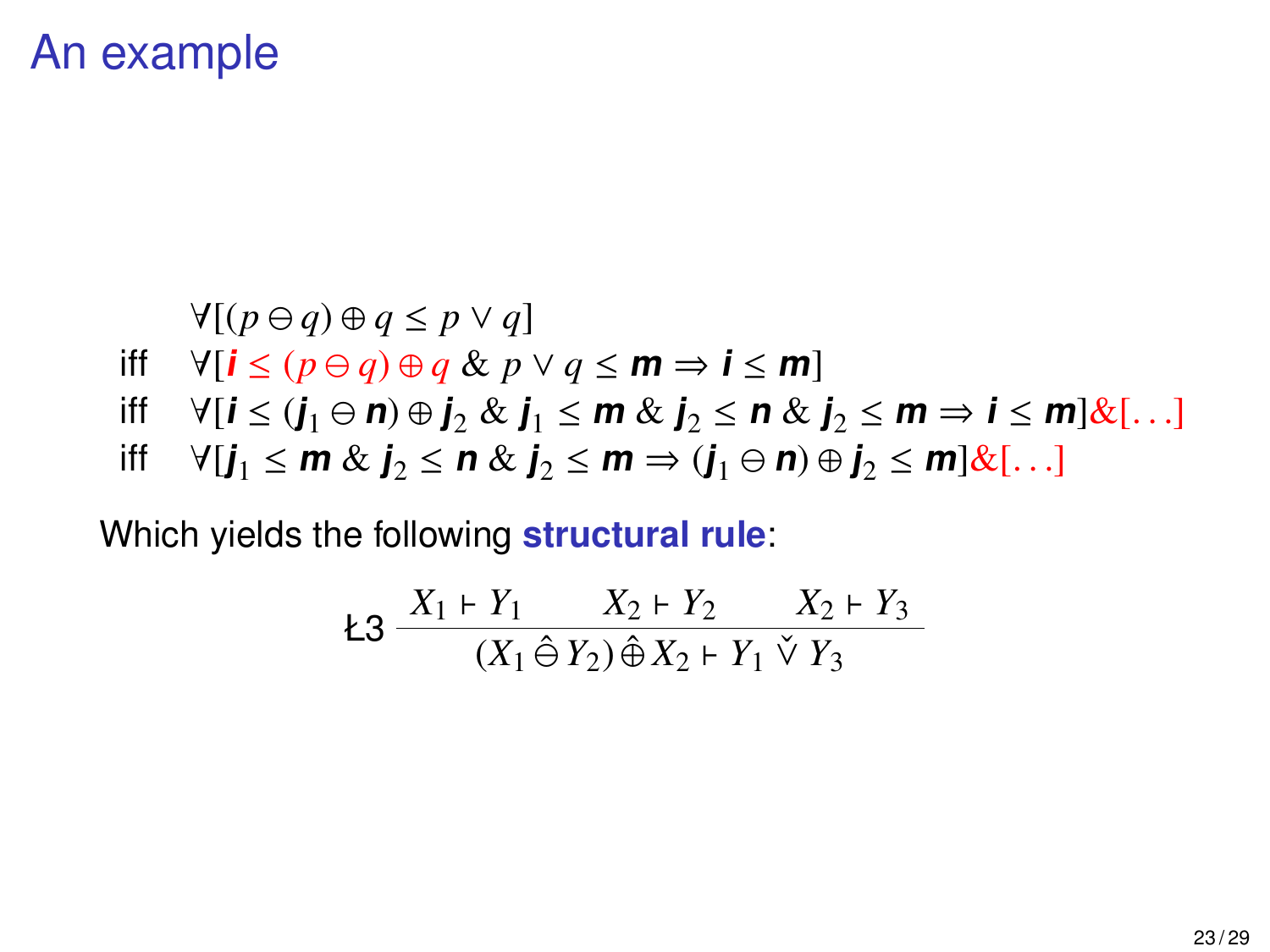# An example

$$
\begin{array}{ll}
 & \forall[(p \ominus q) \oplus q \leq p \vee q] \\
\text{iff} & \forall[\boldsymbol{i} \leq (p \ominus q) \oplus q \ \& \ p \vee q \leq \boldsymbol{m} \Rightarrow \boldsymbol{i} \leq \boldsymbol{m}] \\
\text{iff} & \forall[\boldsymbol{i} \leq (\boldsymbol{j}_1 \ominus \boldsymbol{n}) \oplus \boldsymbol{j}_2 \ \& \ \boldsymbol{j}_1 \leq \boldsymbol{m} \ \& \ \boldsymbol{j}_2 \leq \boldsymbol{n} \ \& \ \boldsymbol{j}_2 \leq \boldsymbol{m} \Rightarrow \boldsymbol{i} \leq \boldsymbol{m}] \& [\ldots] \\
\text{iff} & \forall[\boldsymbol{j}_1 \leq \boldsymbol{m} \ \& \ \boldsymbol{j}_2 \leq \boldsymbol{n} \ \& \ \boldsymbol{j}_2 \leq \boldsymbol{m} \Rightarrow (\boldsymbol{j}_1 \ominus \boldsymbol{n}) \oplus \boldsymbol{j}_2 \leq \boldsymbol{m}] \& [\ldots]
\end{array}
$$

Which yields the following **structural rule**:

$$
\text{Ł3} \ \frac{X_1 \vdash Y_1 \qquad X_2 \vdash Y_2 \qquad X_2 \vdash Y_3}{(X_1 \,\hat{\ominus}\, Y_2) \,\hat{\oplus}\, X_2 \vdash Y_1 \,\check{\vee}\, Y_3}
$$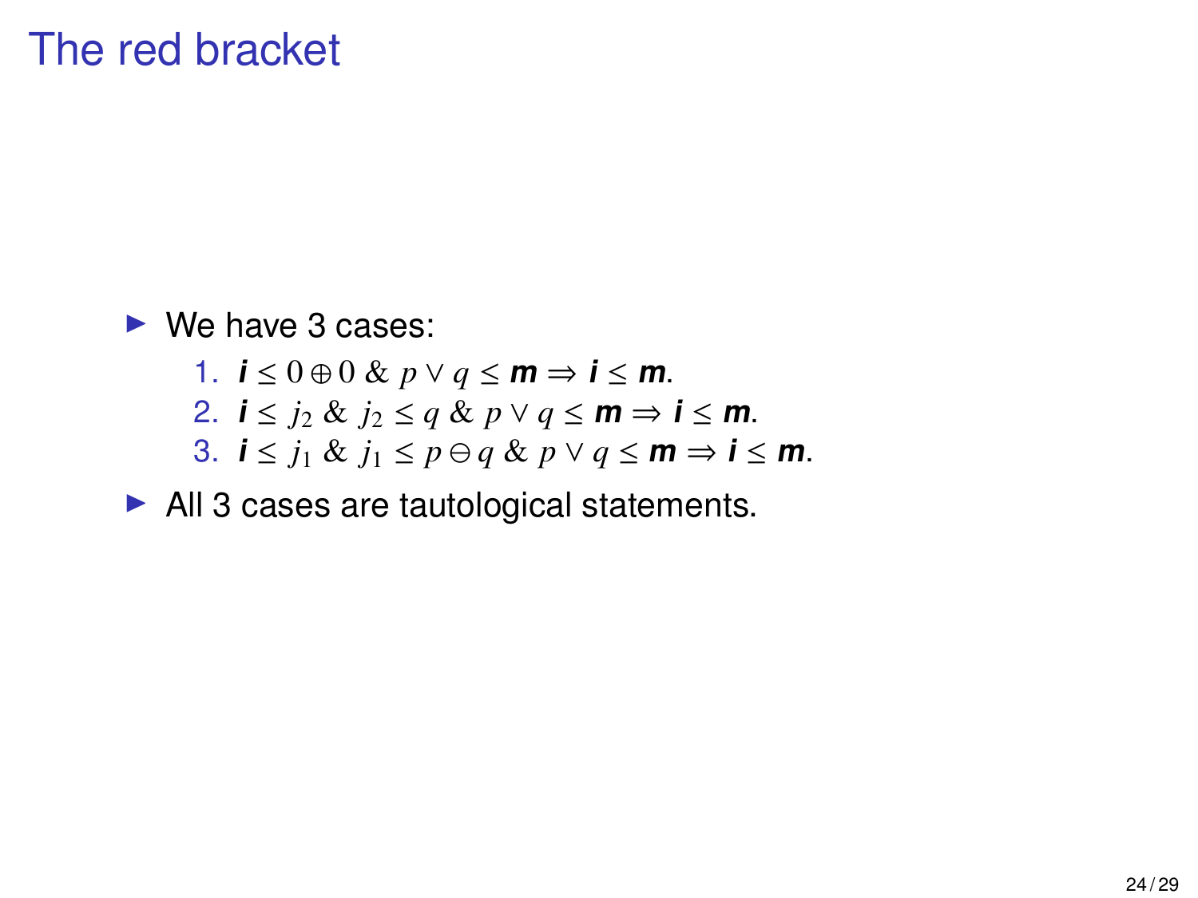# The red bracket

- We have 3 cases:
  1. $\boldsymbol{i} \leq 0 \oplus 0 \;\&\; p \vee q \leq \boldsymbol{m} \Rightarrow \boldsymbol{i} \leq \boldsymbol{m}$.
  2. $\boldsymbol{i} \leq j_2 \;\&\; j_2 \leq q \;\&\; p \vee q \leq \boldsymbol{m} \Rightarrow \boldsymbol{i} \leq \boldsymbol{m}$.
  3. $\boldsymbol{i} \leq j_1 \;\&\; j_1 \leq p \ominus q \;\&\; p \vee q \leq \boldsymbol{m} \Rightarrow \boldsymbol{i} \leq \boldsymbol{m}$.
- All 3 cases are tautological statements.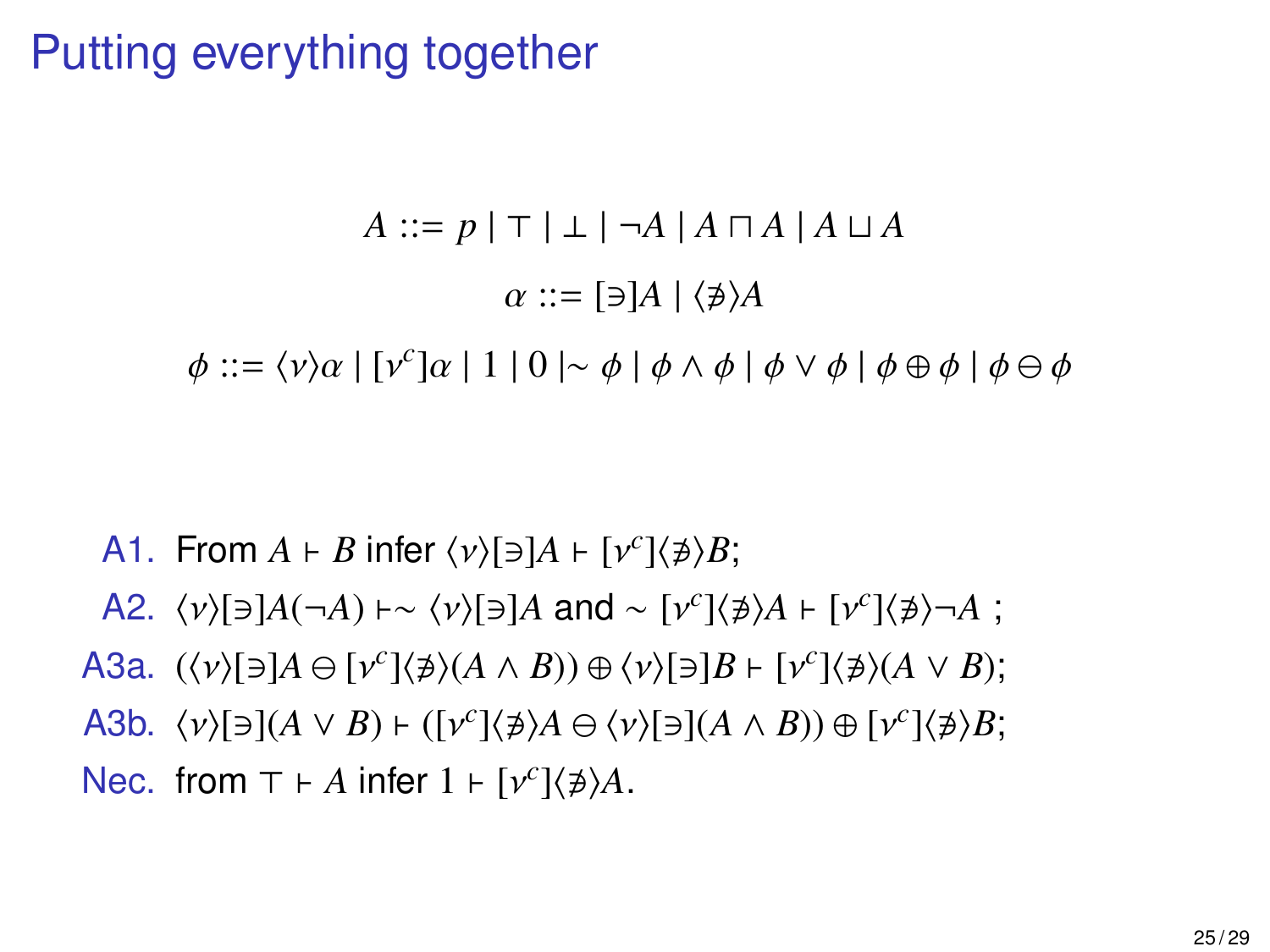# Putting everything together

$$A ::= p \mid \top \mid \bot \mid \neg A \mid A \sqcap A \mid A \sqcup A$$

$$\alpha ::= [\ni]A \mid \langle \not\ni \rangle A$$

$$\phi ::= \langle \nu \rangle \alpha \mid [\nu^c]\alpha \mid 1 \mid 0 \mid \sim \phi \mid \phi \wedge \phi \mid \phi \vee \phi \mid \phi \oplus \phi \mid \phi \ominus \phi$$

- **A1.** From $A \vdash B$ infer $\langle \nu \rangle [\ni] A \vdash [\nu^c] \langle \not\ni \rangle B$;
- **A2.** $\langle \nu \rangle [\ni] A(\neg A) \vdash \sim \langle \nu \rangle [\ni] A$ and $\sim [\nu^c] \langle \not\ni \rangle A \vdash [\nu^c] \langle \not\ni \rangle \neg A$ ;
- **A3a.** $(\langle \nu \rangle [\ni] A \ominus [\nu^c] \langle \not\ni \rangle (A \wedge B)) \oplus \langle \nu \rangle [\ni] B \vdash [\nu^c] \langle \not\ni \rangle (A \vee B)$;
- **A3b.** $\langle \nu \rangle [\ni] (A \vee B) \vdash ([\nu^c] \langle \not\ni \rangle A \ominus \langle \nu \rangle [\ni] (A \wedge B)) \oplus [\nu^c] \langle \not\ni \rangle B$;
- **Nec.** from $\top \vdash A$ infer $1 \vdash [\nu^c] \langle \not\ni \rangle A$.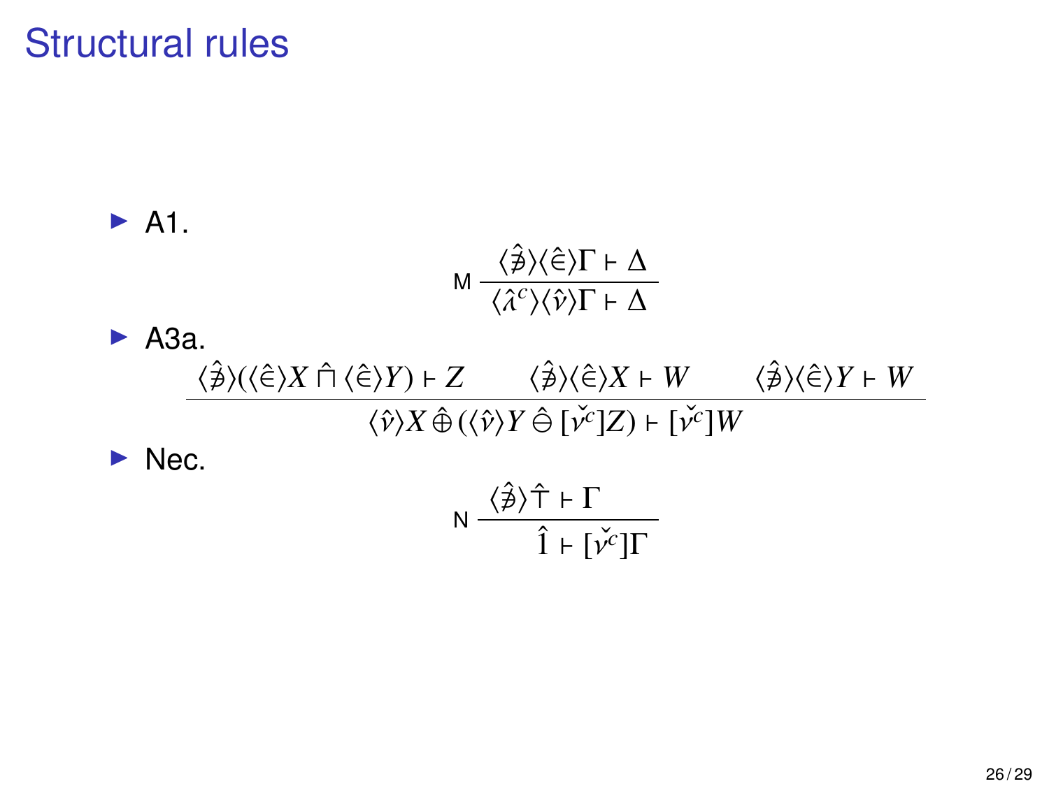# Structural rules

- A1.

$$
\text{M}\ \frac{\langle \hat{\not\ni} \rangle \langle \hat{\in} \rangle \Gamma \vdash \Delta}{\langle \hat{\lambda}^c \rangle \langle \hat{\nu} \rangle \Gamma \vdash \Delta}
$$

- A3a.

$$
\frac{\langle \hat{\not\ni} \rangle (\langle \hat{\in} \rangle X \,\hat{\sqcap}\, \langle \hat{\in} \rangle Y) \vdash Z \qquad \langle \hat{\not\ni} \rangle \langle \hat{\in} \rangle X \vdash W \qquad \langle \hat{\not\ni} \rangle \langle \hat{\in} \rangle Y \vdash W}{\langle \hat{\nu} \rangle X \,\hat{\oplus}\, (\langle \hat{\nu} \rangle Y \,\hat{\ominus}\, [\check{\nu}^c] Z) \vdash [\check{\nu}^c] W}
$$

- Nec.

$$
\text{N}\ \frac{\langle \hat{\not\ni} \rangle \hat{\top} \vdash \Gamma}{\hat{1} \vdash [\check{\nu}^c] \Gamma}
$$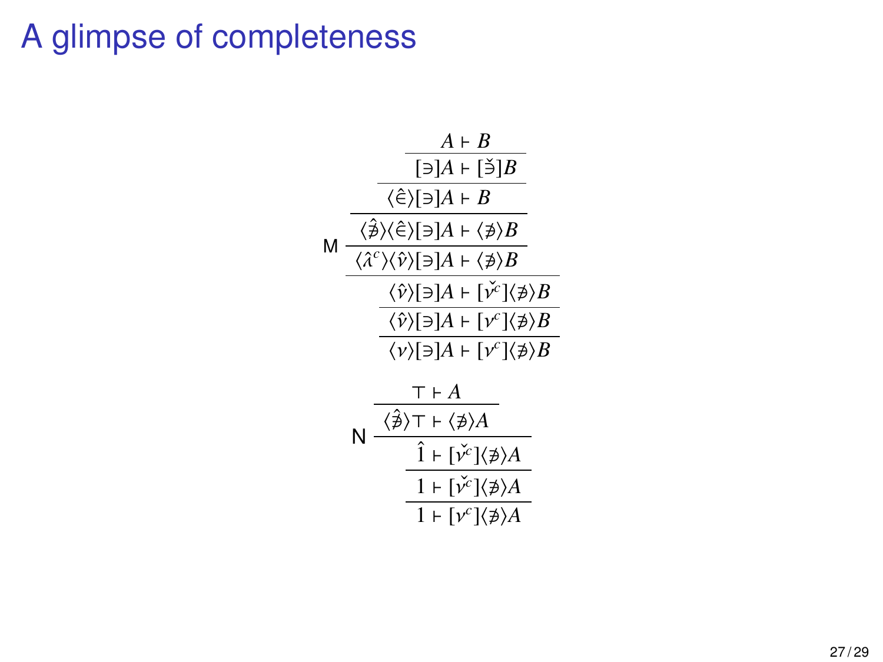# A glimpse of completeness

$$
\text{M}\ \cfrac{
  \cfrac{
    \cfrac{
      \cfrac{
        \cfrac{A \vdash B}{[\ni]A \vdash [\check{\ni}]B}
      }{\langle \hat{\in} \rangle [\ni]A \vdash B}
    }{\langle \hat{\not\ni} \rangle \langle \hat{\in} \rangle [\ni]A \vdash \langle \not\ni \rangle B}
  }{\langle \hat{\lambda}^c \rangle \langle \hat{\nu} \rangle [\ni]A \vdash \langle \not\ni \rangle B}
}{
  \cfrac{
    \cfrac{\langle \hat{\nu} \rangle [\ni]A \vdash [\check{\nu}^c] \langle \not\ni \rangle B}{\langle \hat{\nu} \rangle [\ni]A \vdash [\nu^c] \langle \not\ni \rangle B}
  }{\langle \nu \rangle [\ni]A \vdash [\nu^c] \langle \not\ni \rangle B}
}
$$

$$
\text{N}\ \cfrac{
  \cfrac{\top \vdash A}{\langle \hat{\not\ni} \rangle \top \vdash \langle \not\ni \rangle A}
}{
  \cfrac{
    \cfrac{\hat{1} \vdash [\check{\nu}^c] \langle \not\ni \rangle A}{1 \vdash [\check{\nu}^c] \langle \not\ni \rangle A}
  }{1 \vdash [\nu^c] \langle \not\ni \rangle A}
}
$$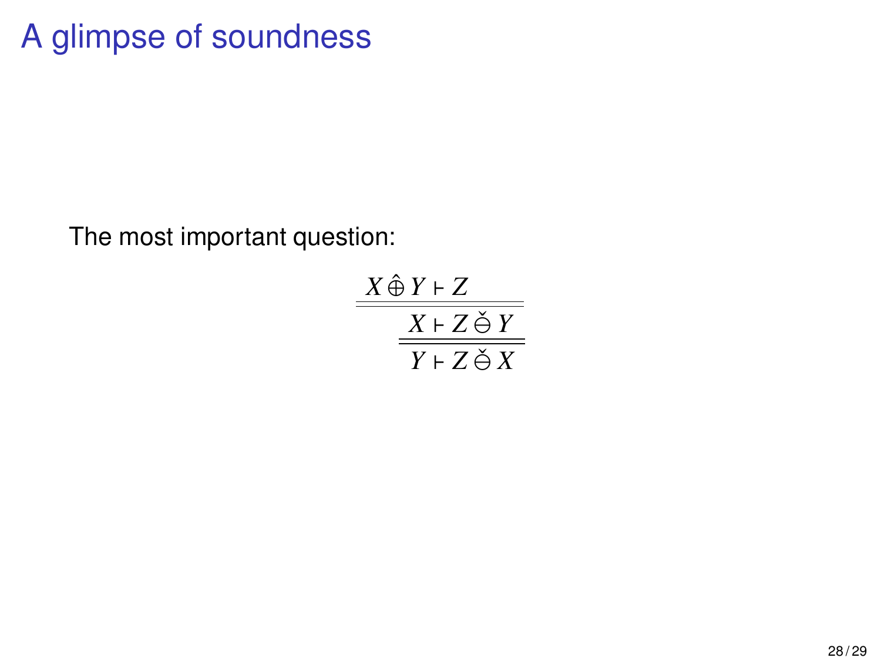# A glimpse of soundness

The most important question:

$$
\cfrac{X \mathbin{\hat{\oplus}} Y \vdash Z}{\cfrac{X \vdash Z \mathbin{\check{\ominus}} Y}{Y \vdash Z \mathbin{\check{\ominus}} X}}
$$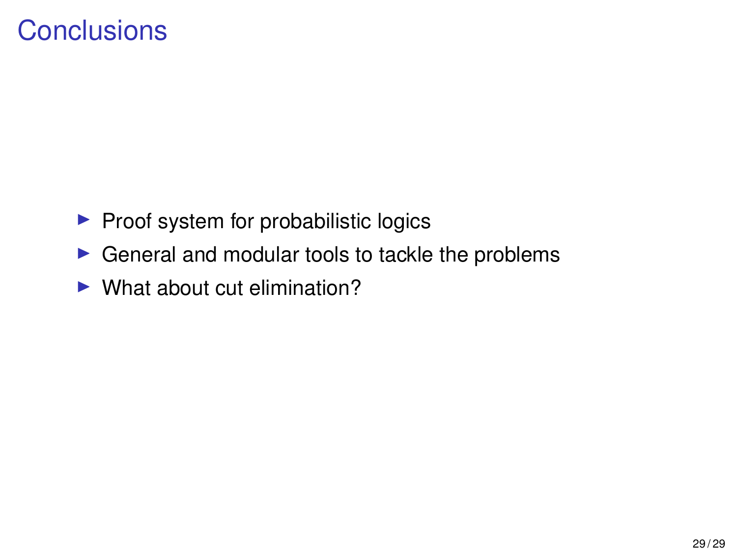# Conclusions

- Proof system for probabilistic logics
- General and modular tools to tackle the problems
- What about cut elimination?